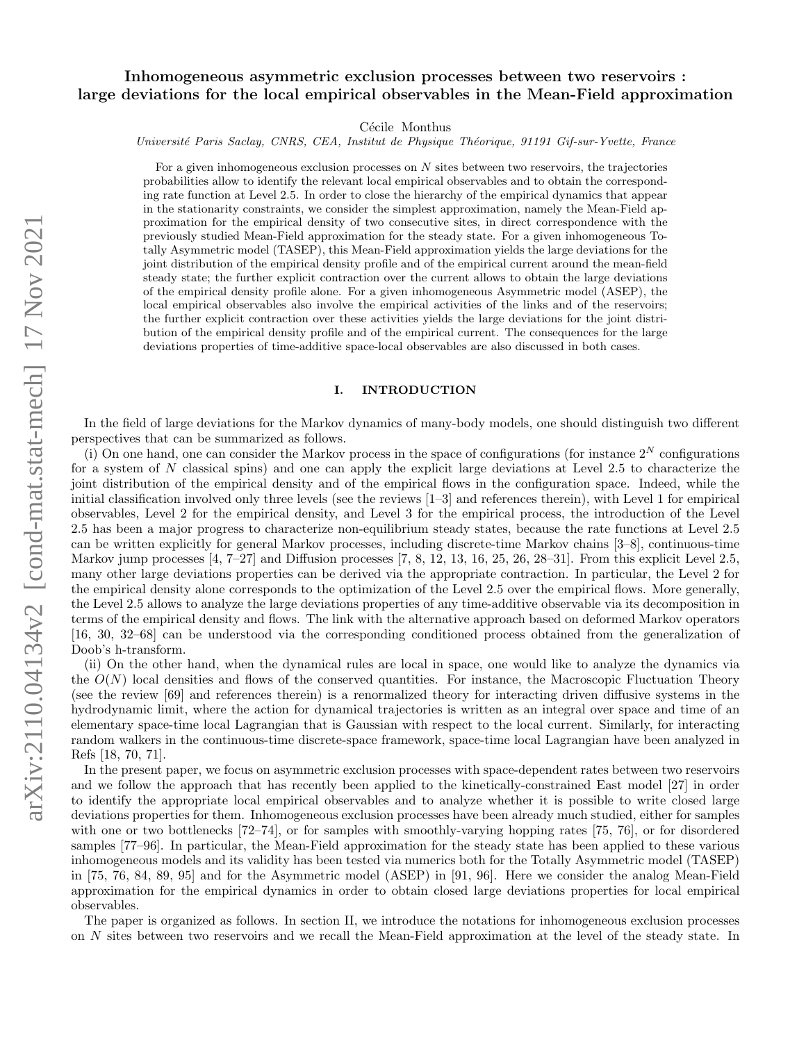# Inhomogeneous asymmetric exclusion processes between two reservoirs : large deviations for the local empirical observables in the Mean-Field approximation

Cécile Monthus

*Université Paris Saclay, CNRS, CEA, Institut de Physique Théorique, 91191 Gif-sur-Yvette, France*

For a given inhomogeneous exclusion processes on $N$ sites between two reservoirs, the trajectories probabilities allow to identify the relevant local empirical observables and to obtain the corresponding rate function at Level 2.5. In order to close the hierarchy of the empirical dynamics that appear in the stationarity constraints, we consider the simplest approximation, namely the Mean-Field approximation for the empirical density of two consecutive sites, in direct correspondence with the previously studied Mean-Field approximation for the steady state. For a given inhomogeneous Totally Asymmetric model (TASEP), this Mean-Field approximation yields the large deviations for the joint distribution of the empirical density profile and of the empirical current around the mean-field steady state; the further explicit contraction over the current allows to obtain the large deviations of the empirical density profile alone. For a given inhomogeneous Asymmetric model (ASEP), the local empirical observables also involve the empirical activities of the links and of the reservoirs; the further explicit contraction over these activities yields the large deviations for the joint distribution of the empirical density profile and of the empirical current. The consequences for the large deviations properties of time-additive space-local observables are also discussed in both cases.

## I. INTRODUCTION

In the field of large deviations for the Markov dynamics of many-body models, one should distinguish two different perspectives that can be summarized as follows.

(i) On one hand, one can consider the Markov process in the space of configurations (for instance $2^N$ configurations for a system of $N$ classical spins) and one can apply the explicit large deviations at Level 2.5 to characterize the joint distribution of the empirical density and of the empirical flows in the configuration space. Indeed, while the initial classification involved only three levels (see the reviews [1–3] and references therein), with Level 1 for empirical observables, Level 2 for the empirical density, and Level 3 for the empirical process, the introduction of the Level 2.5 has been a major progress to characterize non-equilibrium steady states, because the rate functions at Level 2.5 can be written explicitly for general Markov processes, including discrete-time Markov chains [3–8], continuous-time Markov jump processes [4, 7–27] and Diffusion processes [7, 8, 12, 13, 16, 25, 26, 28–31]. From this explicit Level 2.5, many other large deviations properties can be derived via the appropriate contraction. In particular, the Level 2 for the empirical density alone corresponds to the optimization of the Level 2.5 over the empirical flows. More generally, the Level 2.5 allows to analyze the large deviations properties of any time-additive observable via its decomposition in terms of the empirical density and flows. The link with the alternative approach based on deformed Markov operators [16, 30, 32–68] can be understood via the corresponding conditioned process obtained from the generalization of Doob's h-transform.

(ii) On the other hand, when the dynamical rules are local in space, one would like to analyze the dynamics via the $O(N)$ local densities and flows of the conserved quantities. For instance, the Macroscopic Fluctuation Theory (see the review [69] and references therein) is a renormalized theory for interacting driven diffusive systems in the hydrodynamic limit, where the action for dynamical trajectories is written as an integral over space and time of an elementary space-time local Lagrangian that is Gaussian with respect to the local current. Similarly, for interacting random walkers in the continuous-time discrete-space framework, space-time local Lagrangian have been analyzed in Refs [18, 70, 71].

In the present paper, we focus on asymmetric exclusion processes with space-dependent rates between two reservoirs and we follow the approach that has recently been applied to the kinetically-constrained East model [27] in order to identify the appropriate local empirical observables and to analyze whether it is possible to write closed large deviations properties for them. Inhomogeneous exclusion processes have been already much studied, either for samples with one or two bottlenecks [72–74], or for samples with smoothly-varying hopping rates [75, 76], or for disordered samples [77–96]. In particular, the Mean-Field approximation for the steady state has been applied to these various inhomogeneous models and its validity has been tested via numerics both for the Totally Asymmetric model (TASEP) in [75, 76, 84, 89, 95] and for the Asymmetric model (ASEP) in [91, 96]. Here we consider the analog Mean-Field approximation for the empirical dynamics in order to obtain closed large deviations properties for local empirical observables.

The paper is organized as follows. In section II, we introduce the notations for inhomogeneous exclusion processes on $N$ sites between two reservoirs and we recall the Mean-Field approximation at the level of the steady state. In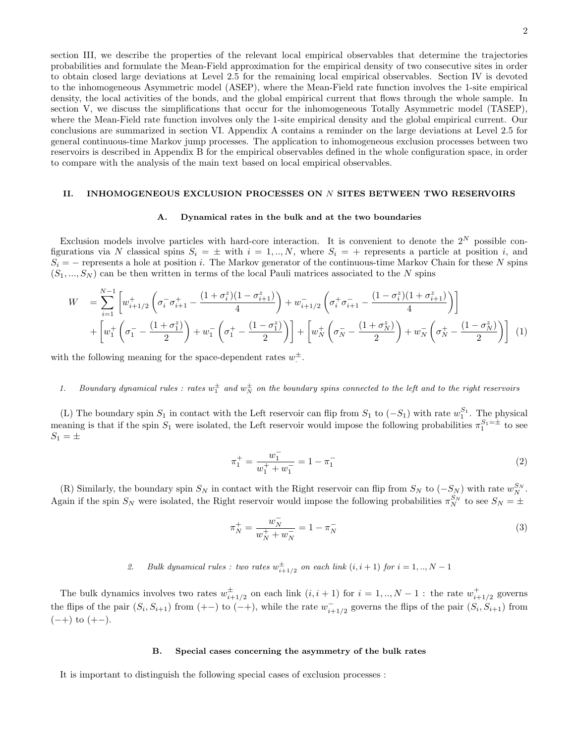section III, we describe the properties of the relevant local empirical observables that determine the trajectories probabilities and formulate the Mean-Field approximation for the empirical density of two consecutive sites in order to obtain closed large deviations at Level 2.5 for the remaining local empirical observables. Section IV is devoted to the inhomogeneous Asymmetric model (ASEP), where the Mean-Field rate function involves the 1-site empirical density, the local activities of the bonds, and the global empirical current that flows through the whole sample. In section V, we discuss the simplifications that occur for the inhomogeneous Totally Asymmetric model (TASEP), where the Mean-Field rate function involves only the 1-site empirical density and the global empirical current. Our conclusions are summarized in section VI. Appendix A contains a reminder on the large deviations at Level 2.5 for general continuous-time Markov jump processes. The application to inhomogeneous exclusion processes between two reservoirs is described in Appendix B for the empirical observables defined in the whole configuration space, in order to compare with the analysis of the main text based on local empirical observables.

## II. INHOMOGENEOUS EXCLUSION PROCESSES ON $N$ SITES BETWEEN TWO RESERVOIRS

### A. Dynamical rates in the bulk and at the two boundaries

Exclusion models involve particles with hard-core interaction. It is convenient to denote the $2^N$ possible configurations via $N$ classical spins $S_i = \pm$ with $i = 1, .., N$, where $S_i = +$ represents a particle at position $i$, and $S_i = -$ represents a hole at position $i$. The Markov generator of the continuous-time Markov Chain for these $N$ spins $(S_1, ..., S_N)$ can be then written in terms of the local Pauli matrices associated to the $N$ spins

$$
\begin{aligned}
W &= \sum_{i=1}^{N-1} \left[ w^+_{i+1/2} \left( \sigma^-_i \sigma^+_{i+1} - \frac{(1+\sigma^z_i)(1-\sigma^z_{i+1})}{4} \right) + w^-_{i+1/2} \left( \sigma^+_i \sigma^-_{i+1} - \frac{(1-\sigma^z_i)(1+\sigma^z_{i+1})}{4} \right) \right] \\
&+ \left[ w^+_1 \left( \sigma^-_1 - \frac{(1+\sigma^z_1)}{2} \right) + w^-_1 \left( \sigma^+_1 - \frac{(1-\sigma^z_1)}{2} \right) \right] + \left[ w^+_N \left( \sigma^-_N - \frac{(1+\sigma^z_N)}{2} \right) + w^-_N \left( \sigma^+_N - \frac{(1-\sigma^z_N)}{2} \right) \right] \quad (1)
\end{aligned}
$$

with the following meaning for the space-dependent rates $w^{\pm}_{.}$.

#### 1. *Boundary dynamical rules : rates $w^{\pm}_1$ and $w^{\pm}_N$ on the boundary spins connected to the left and to the right reservoirs*

(L) The boundary spin $S_1$ in contact with the Left reservoir can flip from $S_1$ to $(-S_1)$ with rate $w^{S_1}_1$. The physical meaning is that if the spin $S_1$ were isolated, the Left reservoir would impose the following probabilities $\pi^{S_1=\pm}_1$ to see $S_1 = \pm$

$$
\pi^+_1 = \frac{w^-_1}{w^+_1 + w^-_1} = 1 - \pi^-_1 \tag{2}
$$

(R) Similarly, the boundary spin $S_N$ in contact with the Right reservoir can flip from $S_N$ to $(-S_N)$ with rate $w^{S_N}_N$. Again if the spin $S_N$ were isolated, the Right reservoir would impose the following probabilities $\pi^{S_N}_N$ to see $S_N = \pm$

$$
\pi^+_N = \frac{w^-_N}{w^+_N + w^-_N} = 1 - \pi^-_N \tag{3}
$$

#### 2. *Bulk dynamical rules : two rates $w^{\pm}_{i+1/2}$ on each link $(i, i+1)$ for $i = 1, .., N-1$*

The bulk dynamics involves two rates $w^{\pm}_{i+1/2}$ on each link $(i, i+1)$ for $i = 1, .., N-1$ : the rate $w^+_{i+1/2}$ governs the flips of the pair $(S_i, S_{i+1})$ from $(+-)$ to $(-+)$, while the rate $w^-_{i+1/2}$ governs the flips of the pair $(S_i, S_{i+1})$ from $(-+)$ to $(+-)$.

### B. Special cases concerning the asymmetry of the bulk rates

It is important to distinguish the following special cases of exclusion processes :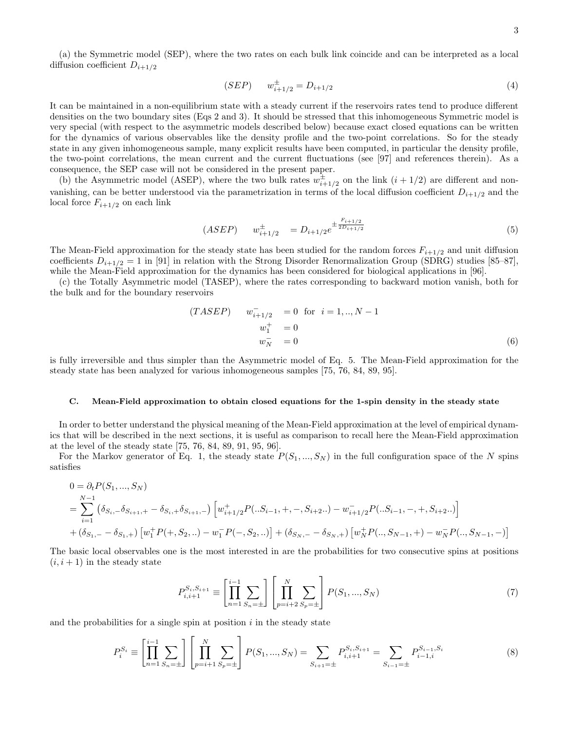(a) the Symmetric model (SEP), where the two rates on each bulk link coincide and can be interpreted as a local diffusion coefficient $D_{i+1/2}$

$$(SEP) \qquad w^{\pm}_{i+1/2} = D_{i+1/2} \tag{4}$$

It can be maintained in a non-equilibrium state with a steady current if the reservoirs rates tend to produce different densities on the two boundary sites (Eqs 2 and 3). It should be stressed that this inhomogeneous Symmetric model is very special (with respect to the asymmetric models described below) because exact closed equations can be written for the dynamics of various observables like the density profile and the two-point correlations. So for the steady state in any given inhomogeneous sample, many explicit results have been computed, in particular the density profile, the two-point correlations, the mean current and the current fluctuations (see [97] and references therein). As a consequence, the SEP case will not be considered in the present paper.

(b) the Asymmetric model (ASEP), where the two bulk rates $w^{\pm}_{i+1/2}$ on the link $(i+1/2)$ are different and non-vanishing, can be better understood via the parametrization in terms of the local diffusion coefficient $D_{i+1/2}$ and the local force $F_{i+1/2}$ on each link

$$(ASEP) \qquad w^{\pm}_{i+1/2} \quad = D_{i+1/2} e^{\pm \frac{F_{i+1/2}}{2D_{i+1/2}}} \tag{5}$$

The Mean-Field approximation for the steady state has been studied for the random forces $F_{i+1/2}$ and unit diffusion coefficients $D_{i+1/2} = 1$ in [91] in relation with the Strong Disorder Renormalization Group (SDRG) studies [85–87], while the Mean-Field approximation for the dynamics has been considered for biological applications in [96].

(c) the Totally Asymmetric model (TASEP), where the rates corresponding to backward motion vanish, both for the bulk and for the boundary reservoirs

$$\begin{aligned}
(TASEP) \qquad w^{-}_{i+1/2} &= 0 \ \text{ for } \ i = 1, .., N-1 \\
w^{+}_{1} &= 0 \\
w^{-}_{N} &= 0
\end{aligned} \tag{6}$$

is fully irreversible and thus simpler than the Asymmetric model of Eq. 5. The Mean-Field approximation for the steady state has been analyzed for various inhomogeneous samples [75, 76, 84, 89, 95].

### C. Mean-Field approximation to obtain closed equations for the 1-spin density in the steady state

In order to better understand the physical meaning of the Mean-Field approximation at the level of empirical dynamics that will be described in the next sections, it is useful as comparison to recall here the Mean-Field approximation at the level of the steady state [75, 76, 84, 89, 91, 95, 96].

For the Markov generator of Eq. 1, the steady state $P(S_1, ..., S_N)$ in the full configuration space of the $N$ spins satisfies

$$\begin{aligned}
0 &= \partial_t P(S_1, ..., S_N) \\
&= \sum_{i=1}^{N-1} \left( \delta_{S_i,-} \delta_{S_{i+1},+} - \delta_{S_i,+} \delta_{S_{i+1},-} \right) \left[ w^{+}_{i+1/2} P(..S_{i-1}, +, -, S_{i+2}..) - w^{-}_{i+1/2} P(..S_{i-1}, -, +, S_{i+2}..) \right] \\
&+ \left( \delta_{S_1,-} - \delta_{S_1,+} \right) \left[ w^{+}_{1} P(+, S_2, ..) - w^{-}_{1} P(-, S_2, ..) \right] + \left( \delta_{S_N,-} - \delta_{S_N,+} \right) \left[ w^{+}_{N} P(.., S_{N-1}, +) - w^{-}_{N} P(.., S_{N-1}, -) \right]
\end{aligned}$$

The basic local observables one is the most interested in are the probabilities for two consecutive spins at positions $(i, i+1)$ in the steady state

$$P^{S_i, S_{i+1}}_{i,i+1} \equiv \left[ \prod_{n=1}^{i-1} \sum_{S_n = \pm} \right] \left[ \prod_{p=i+2}^{N} \sum_{S_p = \pm} \right] P(S_1, ..., S_N) \tag{7}$$

and the probabilities for a single spin at position $i$ in the steady state

$$P^{S_i}_{i} \equiv \left[ \prod_{n=1}^{i-1} \sum_{S_n = \pm} \right] \left[ \prod_{p=i+1}^{N} \sum_{S_p = \pm} \right] P(S_1, ..., S_N) = \sum_{S_{i+1} = \pm} P^{S_i, S_{i+1}}_{i,i+1} = \sum_{S_{i-1} = \pm} P^{S_{i-1}, S_i}_{i-1,i} \tag{8}$$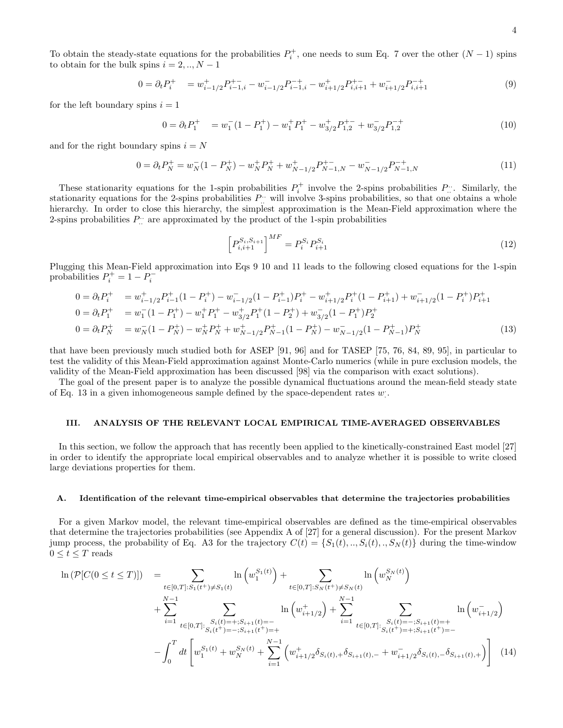To obtain the steady-state equations for the probabilities $P_i^+$, one needs to sum Eq. 7 over the other $(N-1)$ spins to obtain for the bulk spins $i = 2,..,N-1$

$$0 = \partial_t P_i^+ \quad = w_{i-1/2}^+ P_{i-1,i}^{+-} - w_{i-1/2}^- P_{i-1,i}^{-+} - w_{i+1/2}^+ P_{i,i+1}^{+-} + w_{i+1/2}^- P_{i,i+1}^{-+} \tag{9}$$

for the left boundary spins $i = 1$

$$0 = \partial_t P_1^+ \quad = w_1^-(1 - P_1^+) - w_1^+ P_1^+ - w_{3/2}^+ P_{1,2}^{+-} + w_{3/2}^- P_{1,2}^{-+} \tag{10}$$

and for the right boundary spins $i = N$

$$0 = \partial_t P_N^+ = w_N^-(1 - P_N^+) - w_N^+ P_N^+ + w_{N-1/2}^+ P_{N-1,N}^{+-} - w_{N-1/2}^- P_{N-1,N}^{-+} \tag{11}$$

These stationarity equations for the 1-spin probabilities $P_i^+$ involve the 2-spins probabilities $P_{..}^{..}$. Similarly, the stationarity equations for the 2-spins probabilities $P_{..}^{..}$ will involve 3-spins probabilities, so that one obtains a whole hierarchy. In order to close this hierarchy, the simplest approximation is the Mean-Field approximation where the 2-spins probabilities $P_{..}^{..}$ are approximated by the product of the 1-spin probabilities

$$\left[ P_{i,i+1}^{S_i,S_{i+1}} \right]^{MF} = P_i^{S_i} P_{i+1}^{S_i} \tag{12}$$

Plugging this Mean-Field approximation into Eqs 9 10 and 11 leads to the following closed equations for the 1-spin probabilities $P_i^+ = 1 - P_i^-$

$$\begin{aligned}
0 = \partial_t P_i^+ \quad &= w_{i-1/2}^+ P_{i-1}^+(1 - P_i^+) - w_{i-1/2}^-(1 - P_{i-1}^+) P_i^+ - w_{i+1/2}^+ P_i^+(1 - P_{i+1}^+) + w_{i+1/2}^-(1 - P_i^+) P_{i+1}^+ \\
0 = \partial_t P_1^+ \quad &= w_1^-(1 - P_1^+) - w_1^+ P_1^+ - w_{3/2}^+ P_1^+(1 - P_2^+) + w_{3/2}^-(1 - P_1^+) P_2^+ \\
0 = \partial_t P_N^+ \quad &= w_N^-(1 - P_N^+) - w_N^+ P_N^+ + w_{N-1/2}^+ P_{N-1}^+(1 - P_N^+) - w_{N-1/2}^-(1 - P_{N-1}^+) P_N^+
\end{aligned} \tag{13}$$

that have been previously much studied both for ASEP [91, 96] and for TASEP [75, 76, 84, 89, 95], in particular to test the validity of this Mean-Field approximation against Monte-Carlo numerics (while in pure exclusion models, the validity of the Mean-Field approximation has been discussed [98] via the comparison with exact solutions).

The goal of the present paper is to analyze the possible dynamical fluctuations around the mean-field steady state of Eq. 13 in a given inhomogeneous sample defined by the space-dependent rates $w_{.}^{.}$.

## III. ANALYSIS OF THE RELEVANT LOCAL EMPIRICAL TIME-AVERAGED OBSERVABLES

In this section, we follow the approach that has recently been applied to the kinetically-constrained East model [27] in order to identify the appropriate local empirical observables and to analyze whether it is possible to write closed large deviations properties for them.

### A. Identification of the relevant time-empirical observables that determine the trajectories probabilities

For a given Markov model, the relevant time-empirical observables are defined as the time-empirical observables that determine the trajectories probabilities (see Appendix A of [27] for a general discussion). For the present Markov jump process, the probability of Eq. A3 for the trajectory $C(t) = \{S_1(t),..,S_i(t),.,S_N(t)\}$ during the time-window $0 \leq t \leq T$ reads

$$\begin{aligned}
\ln \left( \mathcal{P}[C(0 \leq t \leq T)] \right) \quad &= \sum_{t \in [0,T] : S_1(t^+) \neq S_1(t)} \ln \left( w_1^{S_1(t)} \right) + \sum_{t \in [0,T] : S_N(t^+) \neq S_N(t)} \ln \left( w_N^{S_N(t)} \right) \\
&+ \sum_{i=1}^{N-1} \sum_{\substack{t \in [0,T] : \, S_i(t) = + ; S_{i+1}(t) = - \\ S_i(t^+) = - ; S_{i+1}(t^+) = +}} \ln \left( w_{i+1/2}^+ \right) + \sum_{i=1}^{N-1} \sum_{\substack{t \in [0,T] : \, S_i(t) = - ; S_{i+1}(t) = + \\ S_i(t^+) = + ; S_{i+1}(t^+) = -}} \ln \left( w_{i+1/2}^- \right) \\
&- \int_0^T dt \left[ w_1^{S_1(t)} + w_N^{S_N(t)} + \sum_{i=1}^{N-1} \left( w_{i+1/2}^+ \delta_{S_i(t),+} \delta_{S_{i+1}(t),-} + w_{i+1/2}^- \delta_{S_i(t),-} \delta_{S_{i+1}(t),+} \right) \right]
\end{aligned} \tag{14}$$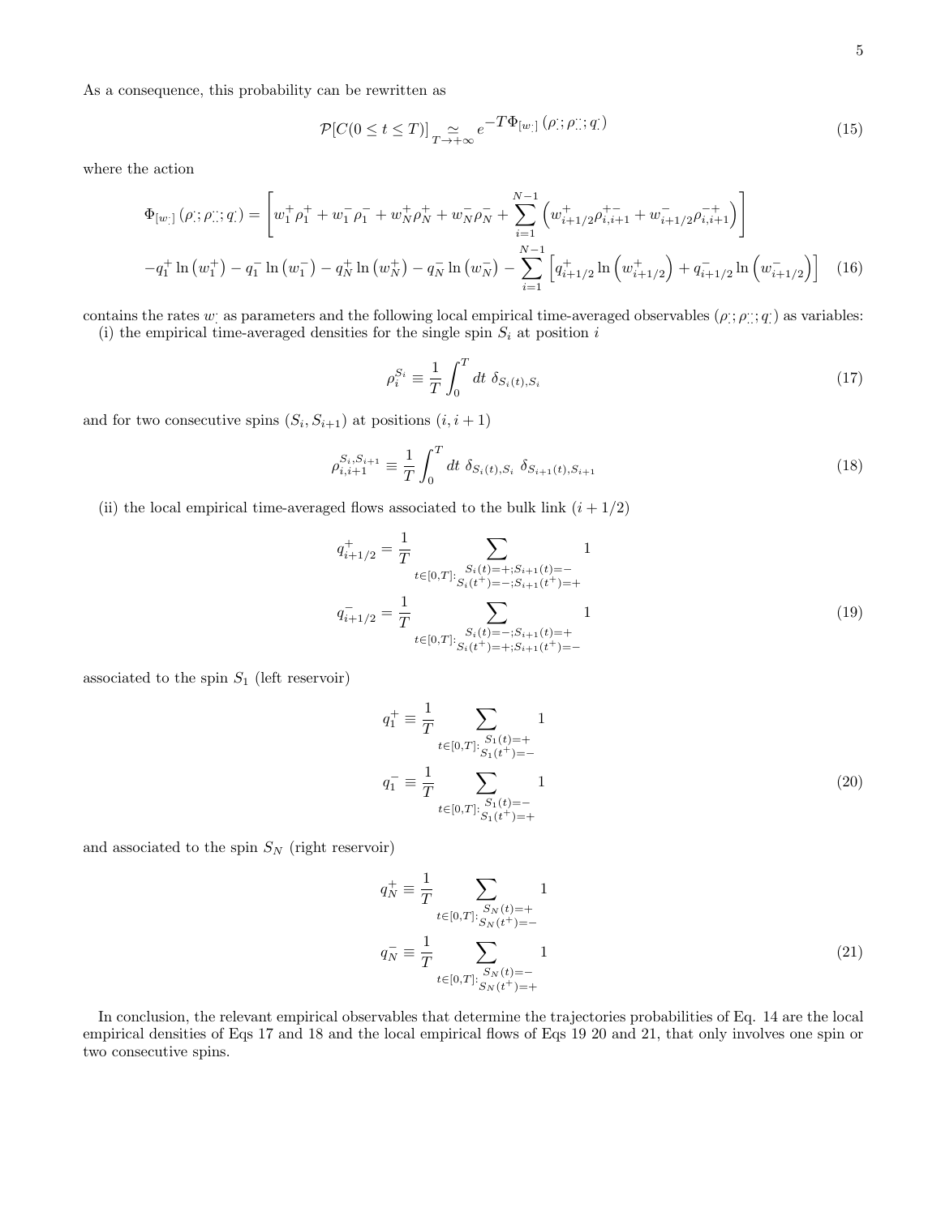As a consequence, this probability can be rewritten as

$$\mathcal{P}[C(0 \leq t \leq T)] \underset{T \to +\infty}{\simeq} e^{-T \Phi_{[w_{\cdot}]}(\rho_{\cdot}^{\cdot}; \rho_{\cdot\cdot}^{\cdot\cdot}; q_{\cdot}^{\cdot})} \tag{15}$$

where the action

$$\begin{aligned}
\Phi_{[w_{\cdot}]}(\rho_{\cdot}^{\cdot}; \rho_{\cdot\cdot}^{\cdot\cdot}; q_{\cdot}^{\cdot}) &= \left[ w_1^+ \rho_1^+ + w_1^- \rho_1^- + w_N^+ \rho_N^+ + w_N^- \rho_N^- + \sum_{i=1}^{N-1} \left( w_{i+1/2}^+ \rho_{i,i+1}^{+-} + w_{i+1/2}^- \rho_{i,i+1}^{-+} \right) \right] \\
&- q_1^+ \ln\left(w_1^+\right) - q_1^- \ln\left(w_1^-\right) - q_N^+ \ln\left(w_N^+\right) - q_N^- \ln\left(w_N^-\right) - \sum_{i=1}^{N-1} \left[ q_{i+1/2}^+ \ln\left(w_{i+1/2}^+\right) + q_{i+1/2}^- \ln\left(w_{i+1/2}^-\right) \right]
\end{aligned} \tag{16}$$

contains the rates $w_{\cdot}^{\cdot}$ as parameters and the following local empirical time-averaged observables $(\rho_{\cdot}^{\cdot}; \rho_{\cdot\cdot}^{\cdot\cdot}; q_{\cdot}^{\cdot})$ as variables:

(i) the empirical time-averaged densities for the single spin $S_i$ at position $i$

$$\rho_i^{S_i} \equiv \frac{1}{T} \int_0^T dt \; \delta_{S_i(t), S_i} \tag{17}$$

and for two consecutive spins $(S_i, S_{i+1})$ at positions $(i, i+1)$

$$\rho_{i,i+1}^{S_i, S_{i+1}} \equiv \frac{1}{T} \int_0^T dt \; \delta_{S_i(t), S_i} \; \delta_{S_{i+1}(t), S_{i+1}} \tag{18}$$

(ii) the local empirical time-averaged flows associated to the bulk link $(i + 1/2)$

$$\begin{aligned}
q_{i+1/2}^+ &= \frac{1}{T} \sum_{t \in [0,T] : \substack{S_i(t) = + ; S_{i+1}(t) = - \\ S_i(t^+) = - ; S_{i+1}(t^+) = +}} 1 \\
q_{i+1/2}^- &= \frac{1}{T} \sum_{t \in [0,T] : \substack{S_i(t) = - ; S_{i+1}(t) = + \\ S_i(t^+) = + ; S_{i+1}(t^+) = -}} 1
\end{aligned} \tag{19}$$

associated to the spin $S_1$ (left reservoir)

$$\begin{aligned}
q_1^+ &\equiv \frac{1}{T} \sum_{t \in [0,T] : \substack{S_1(t) = + \\ S_1(t^+) = -}} 1 \\
q_1^- &\equiv \frac{1}{T} \sum_{t \in [0,T] : \substack{S_1(t) = - \\ S_1(t^+) = +}} 1
\end{aligned} \tag{20}$$

and associated to the spin $S_N$ (right reservoir)

$$\begin{aligned}
q_N^+ &\equiv \frac{1}{T} \sum_{t \in [0,T] : \substack{S_N(t) = + \\ S_N(t^+) = -}} 1 \\
q_N^- &\equiv \frac{1}{T} \sum_{t \in [0,T] : \substack{S_N(t) = - \\ S_N(t^+) = +}} 1
\end{aligned} \tag{21}$$

In conclusion, the relevant empirical observables that determine the trajectories probabilities of Eq. 14 are the local empirical densities of Eqs 17 and 18 and the local empirical flows of Eqs 19 20 and 21, that only involves one spin or two consecutive spins.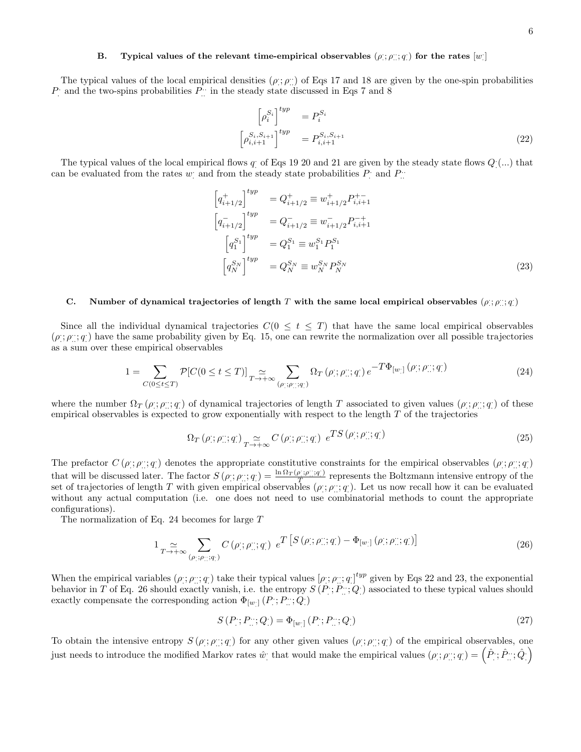### B. Typical values of the relevant time-empirical observables $(\rho_{\cdot}; \rho_{\cdot\cdot}; q_{\cdot})$ for the rates $[w_{\cdot}]$

The typical values of the local empirical densities $(\rho_{\cdot}; \rho_{\cdot\cdot})$ of Eqs 17 and 18 are given by the one-spin probabilities $P_{\cdot}$ and the two-spins probabilities $P_{\cdot\cdot}$ in the steady state discussed in Eqs 7 and 8

$$
\begin{aligned}
\left[\rho_i^{S_i}\right]^{typ} &= P_i^{S_i} \\
\left[\rho_{i,i+1}^{S_i,S_{i+1}}\right]^{typ} &= P_{i,i+1}^{S_i,S_{i+1}}
\end{aligned}
\tag{22}
$$

The typical values of the local empirical flows $q_{\cdot}$ of Eqs 19 20 and 21 are given by the steady state flows $Q_{\cdot}(...)$ that can be evaluated from the rates $w_{\cdot}$ and from the steady state probabilities $P_{\cdot}$ and $P_{\cdot\cdot}$

$$
\begin{aligned}
\left[q_{i+1/2}^{+}\right]^{typ} &= Q_{i+1/2}^{+} \equiv w_{i+1/2}^{+} P_{i,i+1}^{+-} \\
\left[q_{i+1/2}^{-}\right]^{typ} &= Q_{i+1/2}^{-} \equiv w_{i+1/2}^{-} P_{i,i+1}^{-+} \\
\left[q_1^{S_1}\right]^{typ} &= Q_1^{S_1} \equiv w_1^{S_1} P_1^{S_1} \\
\left[q_N^{S_N}\right]^{typ} &= Q_N^{S_N} \equiv w_N^{S_N} P_N^{S_N}
\end{aligned}
\tag{23}
$$

### C. Number of dynamical trajectories of length $T$ with the same local empirical observables $(\rho_{\cdot}; \rho_{\cdot\cdot}; q_{\cdot})$

Since all the individual dynamical trajectories $C(0 \leq t \leq T)$ that have the same local empirical observables $(\rho_{\cdot}; \rho_{\cdot\cdot}; q_{\cdot})$ have the same probability given by Eq. 15, one can rewrite the normalization over all possible trajectories as a sum over these empirical observables

$$
1 = \sum_{C(0 \leq t \leq T)} \mathcal{P}[C(0 \leq t \leq T)] \underset{T \to +\infty}{\simeq} \sum_{(\rho_{\cdot}; \rho_{\cdot\cdot}; q_{\cdot})} \Omega_T(\rho_{\cdot}; \rho_{\cdot\cdot}; q_{\cdot})\, e^{-T \Phi_{[w_{\cdot}]}(\rho_{\cdot}; \rho_{\cdot\cdot}; q_{\cdot})}
\tag{24}
$$

where the number $\Omega_T(\rho_{\cdot}; \rho_{\cdot\cdot}; q_{\cdot})$ of dynamical trajectories of length $T$ associated to given values $(\rho_{\cdot}; \rho_{\cdot\cdot}; q_{\cdot})$ of these empirical observables is expected to grow exponentially with respect to the length $T$ of the trajectories

$$
\Omega_T(\rho_{\cdot}; \rho_{\cdot\cdot}; q_{\cdot}) \underset{T \to +\infty}{\simeq} C(\rho_{\cdot}; \rho_{\cdot\cdot}; q_{\cdot})\; e^{T S(\rho_{\cdot}; \rho_{\cdot\cdot}; q_{\cdot})}
\tag{25}
$$

The prefactor $C(\rho_{\cdot}; \rho_{\cdot\cdot}; q_{\cdot})$ denotes the appropriate constitutive constraints for the empirical observables $(\rho_{\cdot}; \rho_{\cdot\cdot}; q_{\cdot})$ that will be discussed later. The factor $S(\rho_{\cdot}; \rho_{\cdot\cdot}; q_{\cdot}) = \frac{\ln \Omega_T(\rho_{\cdot}; \rho_{\cdot\cdot}; q_{\cdot})}{T}$ represents the Boltzmann intensive entropy of the set of trajectories of length $T$ with given empirical observables $(\rho_{\cdot}; \rho_{\cdot\cdot}; q_{\cdot})$. Let us now recall how it can be evaluated without any actual computation (i.e. one does not need to use combinatorial methods to count the appropriate configurations).

The normalization of Eq. 24 becomes for large $T$

$$
1 \underset{T \to +\infty}{\simeq} \sum_{(\rho_{\cdot}; \rho_{\cdot\cdot}; q_{\cdot})} C(\rho_{\cdot}; \rho_{\cdot\cdot}; q_{\cdot})\; e^{T \left[ S(\rho_{\cdot}; \rho_{\cdot\cdot}; q_{\cdot}) - \Phi_{[w_{\cdot}]}(\rho_{\cdot}; \rho_{\cdot\cdot}; q_{\cdot}) \right]}
\tag{26}
$$

When the empirical variables $(\rho_{\cdot}; \rho_{\cdot\cdot}; q_{\cdot})$ take their typical values $[\rho_{\cdot}; \rho_{\cdot\cdot}; q_{\cdot}]^{typ}$ given by Eqs 22 and 23, the exponential behavior in $T$ of Eq. 26 should exactly vanish, i.e. the entropy $S(P_{\cdot}; P_{\cdot\cdot}; Q_{\cdot})$ associated to these typical values should exactly compensate the corresponding action $\Phi_{[w_{\cdot}]}(P_{\cdot}; P_{\cdot\cdot}; Q_{\cdot})$

$$
S(P_{\cdot}; P_{\cdot\cdot}; Q_{\cdot}) = \Phi_{[w_{\cdot}]}(P_{\cdot}; P_{\cdot\cdot}; Q_{\cdot})
\tag{27}
$$

To obtain the intensive entropy $S(\rho_{\cdot}; \rho_{\cdot\cdot}; q_{\cdot})$ for any other given values $(\rho_{\cdot}; \rho_{\cdot\cdot}; q_{\cdot})$ of the empirical observables, one just needs to introduce the modified Markov rates $\hat{w}_{\cdot}$ that would make the empirical values $(\rho_{\cdot}; \rho_{\cdot\cdot}; q_{\cdot}) = \left(\hat{P}_{\cdot}; \hat{P}_{\cdot\cdot}; \hat{Q}_{\cdot}\right)$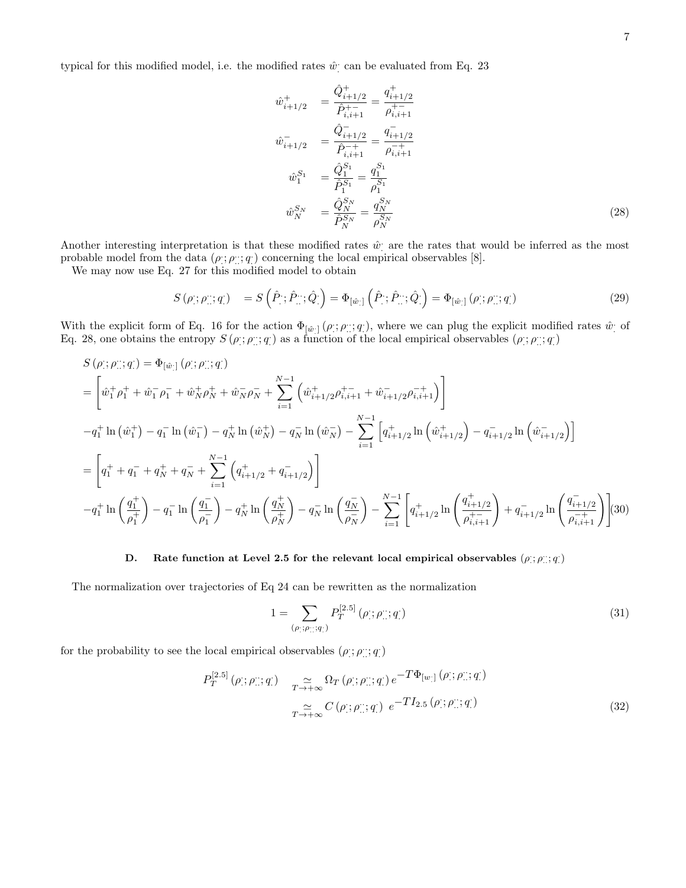typical for this modified model, i.e. the modified rates $\hat{w}_{.}^{.}$ can be evaluated from Eq. 23

$$
\begin{aligned}
\hat{w}_{i+1/2}^{+} &= \frac{\hat{Q}_{i+1/2}^{+}}{\hat{P}_{i,i+1}^{+-}} = \frac{q_{i+1/2}^{+}}{\rho_{i,i+1}^{+-}} \\
\hat{w}_{i+1/2}^{-} &= \frac{\hat{Q}_{i+1/2}^{-}}{\hat{P}_{i,i+1}^{-+}} = \frac{q_{i+1/2}^{-}}{\rho_{i,i+1}^{-+}} \\
\hat{w}_{1}^{S_1} &= \frac{\hat{Q}_{1}^{S_1}}{\hat{P}_{1}^{S_1}} = \frac{q_{1}^{S_1}}{\rho_{1}^{S_1}} \\
\hat{w}_{N}^{S_N} &= \frac{\hat{Q}_{N}^{S_N}}{\hat{P}_{N}^{S_N}} = \frac{q_{N}^{S_N}}{\rho_{N}^{S_N}}
\end{aligned}
\tag{28}
$$

Another interesting interpretation is that these modified rates $\hat{w}_{.}^{.}$ are the rates that would be inferred as the most probable model from the data $(\rho_{.}^{.};\rho_{..}^{..};q_{.}^{.})$ concerning the local empirical observables [8].

We may now use Eq. 27 for this modified model to obtain

$$
S\left(\rho_{.}^{.};\rho_{..}^{..};q_{.}^{.}\right) = S\left(\hat{P}_{.}^{.};\hat{P}_{..}^{..};\hat{Q}_{.}^{.}\right) = \Phi_{[\hat{w}_{.}^{.}]}\left(\hat{P}_{.}^{.};\hat{P}_{..}^{..};\hat{Q}_{.}^{.}\right) = \Phi_{[\hat{w}_{.}^{.}]}\left(\rho_{.}^{.};\rho_{..}^{..};q_{.}^{.}\right) \tag{29}
$$

With the explicit form of Eq. 16 for the action $\Phi_{[\hat{w}_{.}^{.}]}\left(\rho_{.}^{.};\rho_{..}^{..};q_{.}^{.}\right)$, where we can plug the explicit modified rates $\hat{w}_{.}^{.}$ of Eq. 28, one obtains the entropy $S\left(\rho_{.}^{.};\rho_{..}^{..};q_{.}^{.}\right)$ as a function of the local empirical observables $\left(\rho_{.}^{.};\rho_{..}^{..};q_{.}^{.}\right)$

$$
\begin{aligned}
& S\left(\rho_{.}^{.};\rho_{..}^{..};q_{.}^{.}\right) = \Phi_{[\hat{w}_{.}^{.}]}\left(\rho_{.}^{.};\rho_{..}^{..};q_{.}^{.}\right) \\
&= \left[\hat{w}_1^{+}\rho_1^{+} + \hat{w}_1^{-}\rho_1^{-} + \hat{w}_N^{+}\rho_N^{+} + \hat{w}_N^{-}\rho_N^{-} + \sum_{i=1}^{N-1}\left(\hat{w}_{i+1/2}^{+}\rho_{i,i+1}^{+-} + \hat{w}_{i+1/2}^{-}\rho_{i,i+1}^{-+}\right)\right] \\
& -q_1^{+}\ln\left(\hat{w}_1^{+}\right) - q_1^{-}\ln\left(\hat{w}_1^{-}\right) - q_N^{+}\ln\left(\hat{w}_N^{+}\right) - q_N^{-}\ln\left(\hat{w}_N^{-}\right) - \sum_{i=1}^{N-1}\left[q_{i+1/2}^{+}\ln\left(\hat{w}_{i+1/2}^{+}\right) - q_{i+1/2}^{-}\ln\left(\hat{w}_{i+1/2}^{-}\right)\right] \\
&= \left[q_1^{+} + q_1^{-} + q_N^{+} + q_N^{-} + \sum_{i=1}^{N-1}\left(q_{i+1/2}^{+} + q_{i+1/2}^{-}\right)\right] \\
& -q_1^{+}\ln\left(\frac{q_1^{+}}{\rho_1^{+}}\right) - q_1^{-}\ln\left(\frac{q_1^{-}}{\rho_1^{-}}\right) - q_N^{+}\ln\left(\frac{q_N^{+}}{\rho_N^{+}}\right) - q_N^{-}\ln\left(\frac{q_N^{-}}{\rho_N^{-}}\right) - \sum_{i=1}^{N-1}\left[q_{i+1/2}^{+}\ln\left(\frac{q_{i+1/2}^{+}}{\rho_{i,i+1}^{+-}}\right) + q_{i+1/2}^{-}\ln\left(\frac{q_{i+1/2}^{-}}{\rho_{i,i+1}^{-+}}\right)\right]
\end{aligned}
\tag{30}
$$

### D. Rate function at Level 2.5 for the relevant local empirical observables $(\rho_{.}^{.};\rho_{..}^{..};q_{.}^{.})$

The normalization over trajectories of Eq 24 can be rewritten as the normalization

$$
1 = \sum_{(\rho_{.}^{.};\rho_{..}^{..};q_{.}^{.})} P_T^{[2.5]}\left(\rho_{.}^{.};\rho_{..}^{..};q_{.}^{.}\right) \tag{31}
$$

for the probability to see the local empirical observables $(\rho_{.}^{.};\rho_{..}^{..};q_{.}^{.})$

$$
\begin{aligned}
P_T^{[2.5]}\left(\rho_{.}^{.};\rho_{..}^{..};q_{.}^{.}\right) & \underset{T\to+\infty}{\simeq} \Omega_T\left(\rho_{.}^{.};\rho_{..}^{..};q_{.}^{.}\right) e^{-T\Phi_{[w_{.}^{.}]}\left(\rho_{.}^{.};\rho_{..}^{..};q_{.}^{.}\right)} \\
& \underset{T\to+\infty}{\simeq} C\left(\rho_{.}^{.};\rho_{..}^{..};q_{.}^{.}\right)\, e^{-TI_{2.5}\left(\rho_{.}^{.};\rho_{..}^{..};q_{.}^{.}\right)}
\end{aligned}
\tag{32}
$$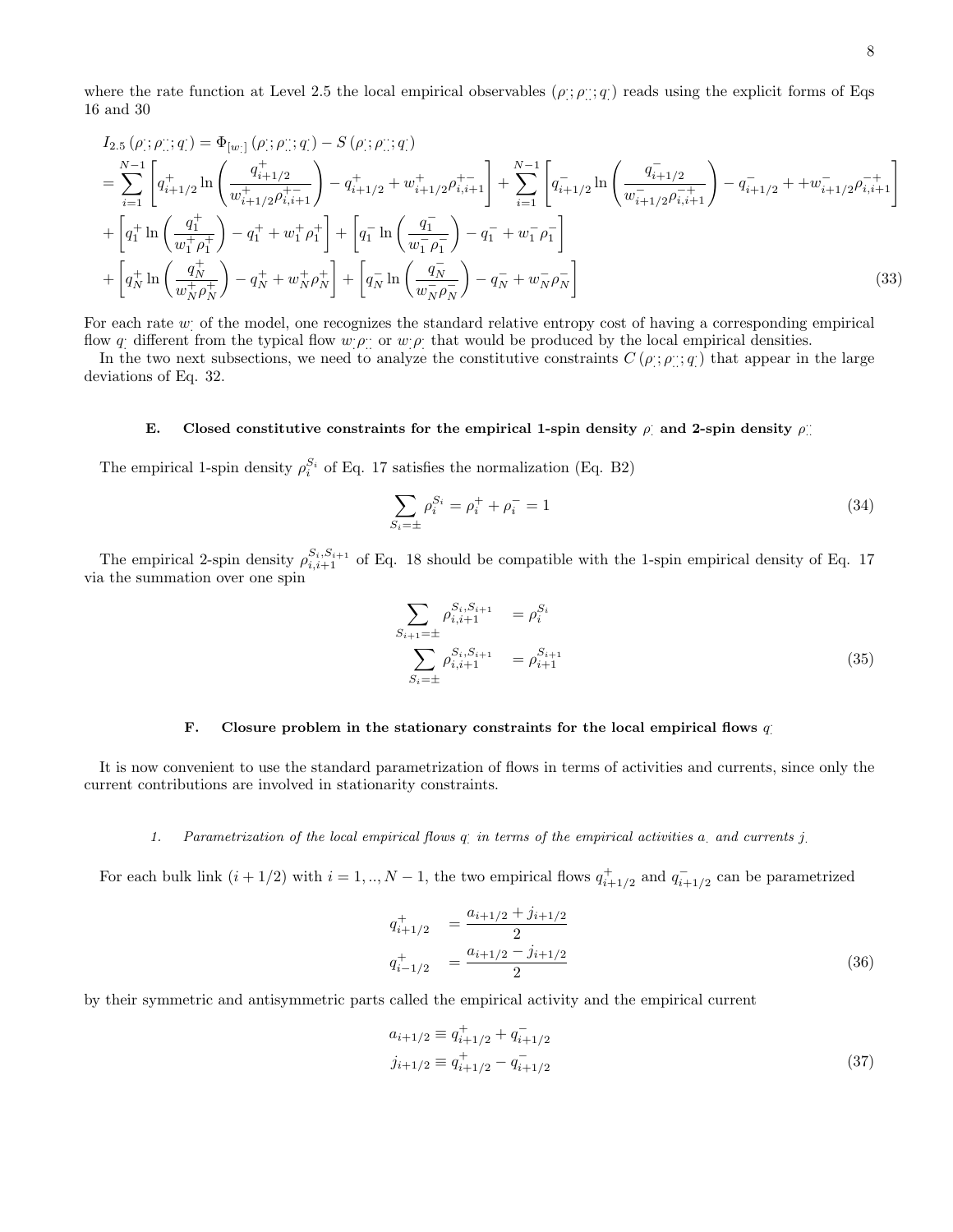where the rate function at Level 2.5 the local empirical observables $(\rho_{.}; \rho_{..}; q_{.})$ reads using the explicit forms of Eqs 16 and 30

$$
\begin{aligned}
& I_{2.5}\left(\rho_{.}; \rho_{..}; q_{.}\right) = \Phi_{[w_{.}]}\left(\rho_{.}; \rho_{..}; q_{.}\right) - S\left(\rho_{.}; \rho_{..}; q_{.}\right) \\
& = \sum_{i=1}^{N-1} \left[ q^{+}_{i+1/2} \ln\left( \frac{q^{+}_{i+1/2}}{w^{+}_{i+1/2} \rho^{+-}_{i,i+1}} \right) - q^{+}_{i+1/2} + w^{+}_{i+1/2} \rho^{+-}_{i,i+1} \right] + \sum_{i=1}^{N-1} \left[ q^{-}_{i+1/2} \ln\left( \frac{q^{-}_{i+1/2}}{w^{-}_{i+1/2} \rho^{-+}_{i,i+1}} \right) - q^{-}_{i+1/2} + + w^{-}_{i+1/2} \rho^{-+}_{i,i+1} \right] \\
& + \left[ q^{+}_{1} \ln\left( \frac{q^{+}_{1}}{w^{+}_{1} \rho^{+}_{1}} \right) - q^{+}_{1} + w^{+}_{1} \rho^{+}_{1} \right] + \left[ q^{-}_{1} \ln\left( \frac{q^{-}_{1}}{w^{-}_{1} \rho^{-}_{1}} \right) - q^{-}_{1} + w^{-}_{1} \rho^{-}_{1} \right] \\
& + \left[ q^{+}_{N} \ln\left( \frac{q^{+}_{N}}{w^{+}_{N} \rho^{+}_{N}} \right) - q^{+}_{N} + w^{+}_{N} \rho^{+}_{N} \right] + \left[ q^{-}_{N} \ln\left( \frac{q^{-}_{N}}{w^{-}_{N} \rho^{-}_{N}} \right) - q^{-}_{N} + w^{-}_{N} \rho^{-}_{N} \right]
\end{aligned}
\tag{33}
$$

For each rate $w_{.}$ of the model, one recognizes the standard relative entropy cost of having a corresponding empirical flow $q_{.}$ different from the typical flow $w_{.}\rho_{..}$ or $w_{.}\rho_{.}$ that would be produced by the local empirical densities.

In the two next subsections, we need to analyze the constitutive constraints $C\left(\rho_{.}; \rho_{..}; q_{.}\right)$ that appear in the large deviations of Eq. 32.

### E. Closed constitutive constraints for the empirical 1-spin density $\rho_{.}$ and 2-spin density $\rho_{..}$

The empirical 1-spin density $\rho_i^{S_i}$ of Eq. 17 satisfies the normalization (Eq. B2)

$$
\sum_{S_i = \pm} \rho_i^{S_i} = \rho_i^{+} + \rho_i^{-} = 1 \tag{34}
$$

The empirical 2-spin density $\rho_{i,i+1}^{S_i,S_{i+1}}$ of Eq. 18 should be compatible with the 1-spin empirical density of Eq. 17 via the summation over one spin

$$
\begin{aligned}
\sum_{S_{i+1} = \pm} \rho_{i,i+1}^{S_i,S_{i+1}} &= \rho_i^{S_i} \\
\sum_{S_i = \pm} \rho_{i,i+1}^{S_i,S_{i+1}} &= \rho_{i+1}^{S_{i+1}}
\end{aligned}
\tag{35}
$$

### F. Closure problem in the stationary constraints for the local empirical flows $q_{.}$

It is now convenient to use the standard parametrization of flows in terms of activities and currents, since only the current contributions are involved in stationarity constraints.

#### 1. Parametrization of the local empirical flows $q_{.}$ in terms of the empirical activities $a_{.}$ and currents $j_{.}$

For each bulk link $(i+1/2)$ with $i = 1, .., N-1$, the two empirical flows $q^{+}_{i+1/2}$ and $q^{-}_{i+1/2}$ can be parametrized

$$
\begin{aligned}
q^{+}_{i+1/2} &= \frac{a_{i+1/2} + j_{i+1/2}}{2} \\
q^{+}_{i-1/2} &= \frac{a_{i+1/2} - j_{i+1/2}}{2}
\end{aligned}
\tag{36}
$$

by their symmetric and antisymmetric parts called the empirical activity and the empirical current

$$
\begin{aligned}
a_{i+1/2} &\equiv q^{+}_{i+1/2} + q^{-}_{i+1/2} \\
j_{i+1/2} &\equiv q^{+}_{i+1/2} - q^{-}_{i+1/2}
\end{aligned}
\tag{37}
$$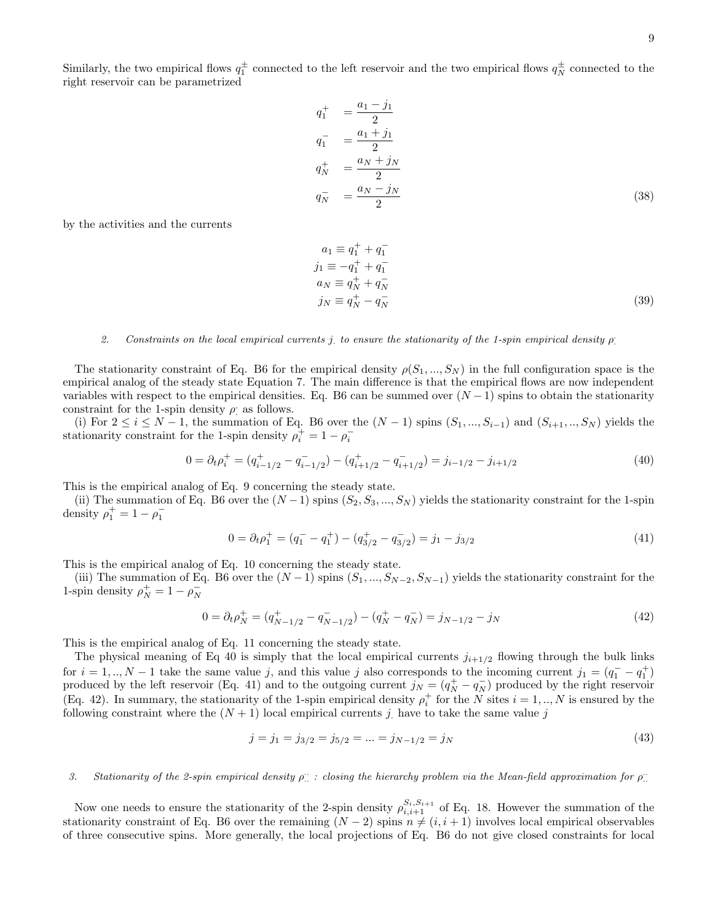Similarly, the two empirical flows $q_1^{\pm}$ connected to the left reservoir and the two empirical flows $q_N^{\pm}$ connected to the right reservoir can be parametrized

$$
\begin{aligned}
q_1^{+} &= \frac{a_1 - j_1}{2} \\
q_1^{-} &= \frac{a_1 + j_1}{2} \\
q_N^{+} &= \frac{a_N + j_N}{2} \\
q_N^{-} &= \frac{a_N - j_N}{2}
\end{aligned}
\tag{38}
$$

by the activities and the currents

$$
\begin{aligned}
a_1 &\equiv q_1^{+} + q_1^{-} \\
j_1 &\equiv -q_1^{+} + q_1^{-} \\
a_N &\equiv q_N^{+} + q_N^{-} \\
j_N &\equiv q_N^{+} - q_N^{-}
\end{aligned}
\tag{39}
$$

#### 2. *Constraints on the local empirical currents $j_.$ to ensure the stationarity of the 1-spin empirical density $\rho_.$*

The stationarity constraint of Eq. B6 for the empirical density $\rho(S_1, ..., S_N)$ in the full configuration space is the empirical analog of the steady state Equation 7. The main difference is that the empirical flows are now independent variables with respect to the empirical densities. Eq. B6 can be summed over $(N-1)$ spins to obtain the stationarity constraint for the 1-spin density $\rho_.$ as follows.

(i) For $2 \leq i \leq N-1$, the summation of Eq. B6 over the $(N-1)$ spins $(S_1, ..., S_{i-1})$ and $(S_{i+1}, .., S_N)$ yields the stationarity constraint for the 1-spin density $\rho_i^{+} = 1 - \rho_i^{-}$

$$
0 = \partial_t \rho_i^{+} = (q_{i-1/2}^{+} - q_{i-1/2}^{-}) - (q_{i+1/2}^{+} - q_{i+1/2}^{-}) = j_{i-1/2} - j_{i+1/2}
\tag{40}
$$

This is the empirical analog of Eq. 9 concerning the steady state.

(ii) The summation of Eq. B6 over the $(N-1)$ spins $(S_2, S_3, ..., S_N)$ yields the stationarity constraint for the 1-spin density $\rho_1^{+} = 1 - \rho_1^{-}$

$$
0 = \partial_t \rho_1^{+} = (q_1^{-} - q_1^{+}) - (q_{3/2}^{+} - q_{3/2}^{-}) = j_1 - j_{3/2}
\tag{41}
$$

This is the empirical analog of Eq. 10 concerning the steady state.

(iii) The summation of Eq. B6 over the $(N-1)$ spins $(S_1, ..., S_{N-2}, S_{N-1})$ yields the stationarity constraint for the 1-spin density $\rho_N^{+} = 1 - \rho_N^{-}$

$$
0 = \partial_t \rho_N^{+} = (q_{N-1/2}^{+} - q_{N-1/2}^{-}) - (q_N^{+} - q_N^{-}) = j_{N-1/2} - j_N
\tag{42}
$$

This is the empirical analog of Eq. 11 concerning the steady state.

The physical meaning of Eq 40 is simply that the local empirical currents $j_{i+1/2}$ flowing through the bulk links for $i = 1, .., N-1$ take the same value $j$, and this value $j$ also corresponds to the incoming current $j_1 = (q_1^{-} - q_1^{+})$ produced by the left reservoir (Eq. 41) and to the outgoing current $j_N = (q_N^{+} - q_N^{-})$ produced by the right reservoir (Eq. 42). In summary, the stationarity of the 1-spin empirical density $\rho_i^{+}$ for the $N$ sites $i = 1, .., N$ is ensured by the following constraint where the $(N+1)$ local empirical currents $j_.$ have to take the same value $j$

$$
j = j_1 = j_{3/2} = j_{5/2} = ... = j_{N-1/2} = j_N
\tag{43}
$$

#### 3. *Stationarity of the 2-spin empirical density $\rho_{..}$ : closing the hierarchy problem via the Mean-field approximation for $\rho_{..}$*

Now one needs to ensure the stationarity of the 2-spin density $\rho_{i,i+1}^{S_i, S_{i+1}}$ of Eq. 18. However the summation of the stationarity constraint of Eq. B6 over the remaining $(N-2)$ spins $n \neq (i, i+1)$ involves local empirical observables of three consecutive spins. More generally, the local projections of Eq. B6 do not give closed constraints for local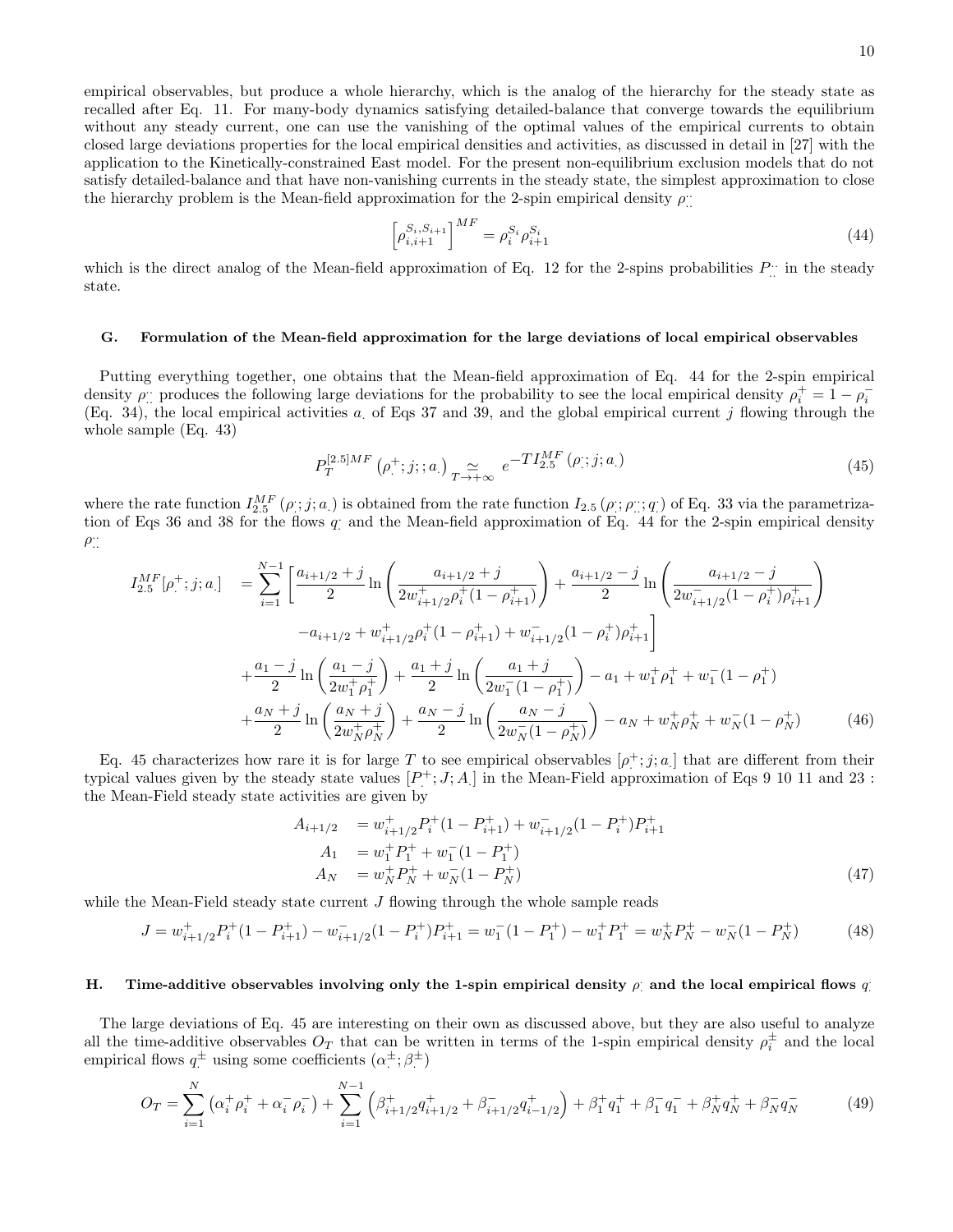empirical observables, but produce a whole hierarchy, which is the analog of the hierarchy for the steady state as recalled after Eq. 11. For many-body dynamics satisfying detailed-balance that converge towards the equilibrium without any steady current, one can use the vanishing of the optimal values of the empirical currents to obtain closed large deviations properties for the local empirical densities and activities, as discussed in detail in [27] with the application to the Kinetically-constrained East model. For the present non-equilibrium exclusion models that do not satisfy detailed-balance and that have non-vanishing currents in the steady state, the simplest approximation to close the hierarchy problem is the Mean-field approximation for the 2-spin empirical density $\rho_{..}^{..}$

$$\left[\rho_{i,i+1}^{S_i,S_{i+1}}\right]^{MF} = \rho_i^{S_i}\rho_{i+1}^{S_i} \tag{44}$$

which is the direct analog of the Mean-field approximation of Eq. 12 for the 2-spins probabilities $P_{..}^{..}$ in the steady state.

### G. Formulation of the Mean-field approximation for the large deviations of local empirical observables

Putting everything together, one obtains that the Mean-field approximation of Eq. 44 for the 2-spin empirical density $\rho_{..}^{..}$ produces the following large deviations for the probability to see the local empirical density $\rho_i^+ = 1 - \rho_i^-$ (Eq. 34), the local empirical activities $a_.$ of Eqs 37 and 39, and the global empirical current $j$ flowing through the whole sample (Eq. 43)

$$P_T^{[2.5]MF}\left(\rho_.^+; j; ; a_.\right) \underset{T\to+\infty}{\simeq} e^{-TI_{2.5}^{MF}\left(\rho_.^.; j; a_.\right)} \tag{45}$$

where the rate function $I_{2.5}^{MF}\left(\rho_.^.; j; a_.\right)$ is obtained from the rate function $I_{2.5}\left(\rho_.^.; \rho_{..}^{..}; q_.^.\right)$ of Eq. 33 via the parametrization of Eqs 36 and 38 for the flows $q_.^.$ and the Mean-field approximation of Eq. 44 for the 2-spin empirical density $\rho_{..}^{..}$

$$\begin{aligned}
I_{2.5}^{MF}[\rho_.^+; j; a_.] &= \sum_{i=1}^{N-1} \Bigg[ \frac{a_{i+1/2}+j}{2} \ln\left( \frac{a_{i+1/2}+j}{2w_{i+1/2}^+\rho_i^+(1-\rho_{i+1}^+)} \right) + \frac{a_{i+1/2}-j}{2} \ln\left( \frac{a_{i+1/2}-j}{2w_{i+1/2}^-(1-\rho_i^+)\rho_{i+1}^+} \right) \\
&\qquad - a_{i+1/2} + w_{i+1/2}^+\rho_i^+(1-\rho_{i+1}^+) + w_{i+1/2}^-(1-\rho_i^+)\rho_{i+1}^+ \Bigg] \\
&+ \frac{a_1-j}{2}\ln\left(\frac{a_1-j}{2w_1^+\rho_1^+}\right) + \frac{a_1+j}{2}\ln\left(\frac{a_1+j}{2w_1^-(1-\rho_1^+)}\right) - a_1 + w_1^+\rho_1^+ + w_1^-(1-\rho_1^+) \\
&+ \frac{a_N+j}{2}\ln\left(\frac{a_N+j}{2w_N^+\rho_N^+}\right) + \frac{a_N-j}{2}\ln\left(\frac{a_N-j}{2w_N^-(1-\rho_N^+)}\right) - a_N + w_N^+\rho_N^+ + w_N^-(1-\rho_N^+)
\end{aligned} \tag{46}$$

Eq. 45 characterizes how rare it is for large $T$ to see empirical observables $[\rho_.^+; j; a_.]$ that are different from their typical values given by the steady state values $[P_.^+; J; A_.]$ in the Mean-Field approximation of Eqs 9 10 11 and 23 : the Mean-Field steady state activities are given by

$$\begin{aligned}
A_{i+1/2} &= w_{i+1/2}^+ P_i^+(1-P_{i+1}^+) + w_{i+1/2}^-(1-P_i^+)P_{i+1}^+ \\
A_1 &= w_1^+ P_1^+ + w_1^-(1-P_1^+) \\
A_N &= w_N^+ P_N^+ + w_N^-(1-P_N^+)
\end{aligned} \tag{47}$$

while the Mean-Field steady state current $J$ flowing through the whole sample reads

$$J = w_{i+1/2}^+ P_i^+(1-P_{i+1}^+) - w_{i+1/2}^-(1-P_i^+)P_{i+1}^+ = w_1^-(1-P_1^+) - w_1^+P_1^+ = w_N^+P_N^+ - w_N^-(1-P_N^+) \tag{48}$$

### H. Time-additive observables involving only the 1-spin empirical density $\rho_.^.$ and the local empirical flows $q_.^.$

The large deviations of Eq. 45 are interesting on their own as discussed above, but they are also useful to analyze all the time-additive observables $O_T$ that can be written in terms of the 1-spin empirical density $\rho_i^{\pm}$ and the local empirical flows $q_.^{\pm}$ using some coefficients $(\alpha_.^{\pm}; \beta_.^{\pm})$

$$O_T = \sum_{i=1}^{N} \left(\alpha_i^+\rho_i^+ + \alpha_i^-\rho_i^-\right) + \sum_{i=1}^{N-1}\left(\beta_{i+1/2}^+ q_{i+1/2}^+ + \beta_{i+1/2}^- q_{i-1/2}^+\right) + \beta_1^+q_1^+ + \beta_1^-q_1^- + \beta_N^+q_N^+ + \beta_N^-q_N^- \tag{49}$$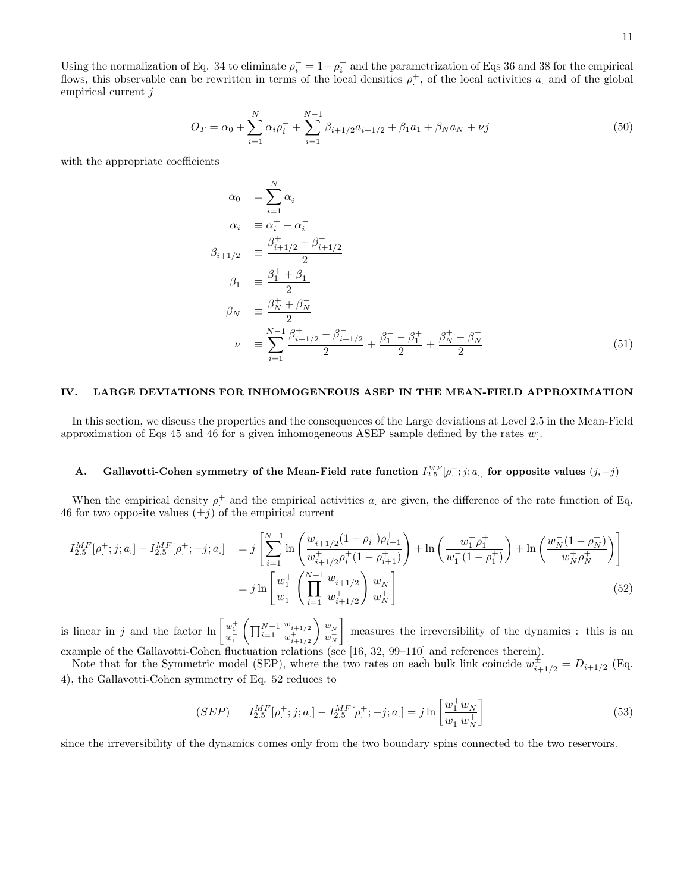Using the normalization of Eq. 34 to eliminate $\rho_i^- = 1 - \rho_i^+$ and the parametrization of Eqs 36 and 38 for the empirical flows, this observable can be rewritten in terms of the local densities $\rho_.^+$, of the local activities $a_.$ and of the global empirical current $j$

$$O_T = \alpha_0 + \sum_{i=1}^{N} \alpha_i \rho_i^+ + \sum_{i=1}^{N-1} \beta_{i+1/2} a_{i+1/2} + \beta_1 a_1 + \beta_N a_N + \nu j \tag{50}$$

with the appropriate coefficients

$$\begin{aligned}
\alpha_0 &= \sum_{i=1}^{N} \alpha_i^- \\
\alpha_i &\equiv \alpha_i^+ - \alpha_i^- \\
\beta_{i+1/2} &\equiv \frac{\beta_{i+1/2}^+ + \beta_{i+1/2}^-}{2} \\
\beta_1 &\equiv \frac{\beta_1^+ + \beta_1^-}{2} \\
\beta_N &\equiv \frac{\beta_N^+ + \beta_N^-}{2} \\
\nu &\equiv \sum_{i=1}^{N-1} \frac{\beta_{i+1/2}^+ - \beta_{i+1/2}^-}{2} + \frac{\beta_1^- - \beta_1^+}{2} + \frac{\beta_N^+ - \beta_N^-}{2}
\end{aligned} \tag{51}$$

## IV. LARGE DEVIATIONS FOR INHOMOGENEOUS ASEP IN THE MEAN-FIELD APPROXIMATION

In this section, we discuss the properties and the consequences of the Large deviations at Level 2.5 in the Mean-Field approximation of Eqs 45 and 46 for a given inhomogeneous ASEP sample defined by the rates $w_.^.$.

### A. Gallavotti-Cohen symmetry of the Mean-Field rate function $I_{2.5}^{MF}[\rho_.^+; j; a_.]$ for opposite values $(j, -j)$

When the empirical density $\rho_.^+$ and the empirical activities $a_.$ are given, the difference of the rate function of Eq. 46 for two opposite values $(\pm j)$ of the empirical current

$$\begin{aligned}
I_{2.5}^{MF}[\rho_.^+; j; a_.] - I_{2.5}^{MF}[\rho_.^+; -j; a_.] &= j \left[ \sum_{i=1}^{N-1} \ln \left( \frac{w_{i+1/2}^- (1-\rho_i^+) \rho_{i+1}^+}{w_{i+1/2}^+ \rho_i^+ (1-\rho_{i+1}^+)} \right) + \ln \left( \frac{w_1^+ \rho_1^+}{w_1^- (1-\rho_1^+)} \right) + \ln \left( \frac{w_N^- (1-\rho_N^+)}{w_N^+ \rho_N^+} \right) \right] \\
&= j \ln \left[ \frac{w_1^+}{w_1^-} \left( \prod_{i=1}^{N-1} \frac{w_{i+1/2}^-}{w_{i+1/2}^+} \right) \frac{w_N^-}{w_N^+} \right]
\end{aligned} \tag{52}$$

is linear in $j$ and the factor $\ln \left[ \frac{w_1^+}{w_1^-} \left( \prod_{i=1}^{N-1} \frac{w_{i+1/2}^-}{w_{i+1/2}^+} \right) \frac{w_N^-}{w_N^+} \right]$ measures the irreversibility of the dynamics : this is an example of the Gallavotti-Cohen fluctuation relations (see [16, 32, 99–110] and references therein).

Note that for the Symmetric model (SEP), where the two rates on each bulk link coincide $w_{i+1/2}^{\pm} = D_{i+1/2}$ (Eq. 4), the Gallavotti-Cohen symmetry of Eq. 52 reduces to

$$(SEP) \qquad I_{2.5}^{MF}[\rho_.^+; j; a_.] - I_{2.5}^{MF}[\rho_.^+; -j; a_.] = j \ln \left[ \frac{w_1^+ w_N^-}{w_1^- w_N^+} \right] \tag{53}$$

since the irreversibility of the dynamics comes only from the two boundary spins connected to the two reservoirs.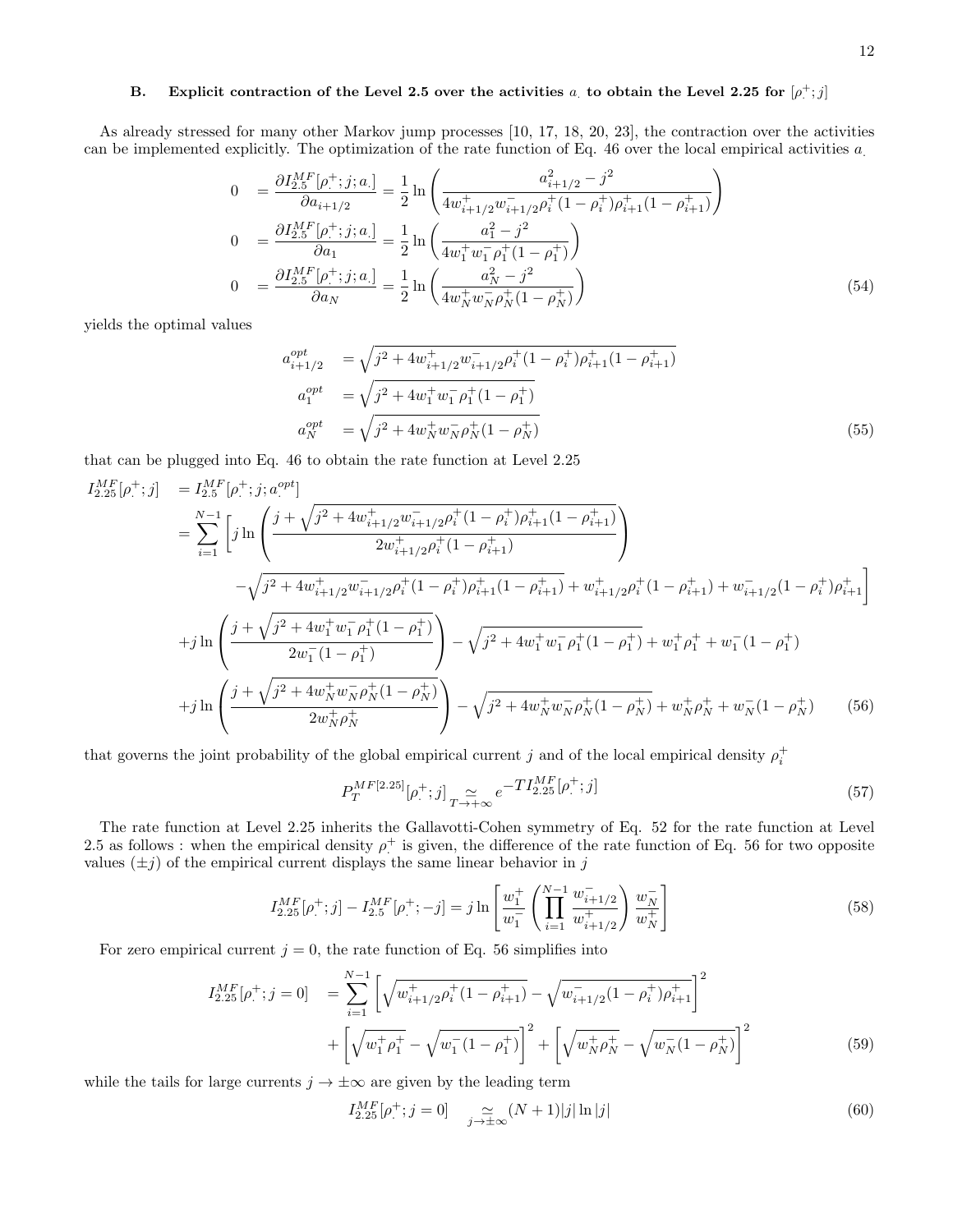### B. Explicit contraction of the Level 2.5 over the activities $a_.$ to obtain the Level 2.25 for $[\rho^+_.; j]$

As already stressed for many other Markov jump processes [10, 17, 18, 20, 23], the contraction over the activities can be implemented explicitly. The optimization of the rate function of Eq. 46 over the local empirical activities $a_.$

$$
\begin{aligned}
0 &= \frac{\partial I_{2.5}^{MF}[\rho^+_.; j; a_.]}{\partial a_{i+1/2}} = \frac{1}{2} \ln \left( \frac{a_{i+1/2}^2 - j^2}{4 w_{i+1/2}^+ w_{i+1/2}^- \rho_i^+ (1-\rho_i^+) \rho_{i+1}^+ (1-\rho_{i+1}^+)} \right) \\
0 &= \frac{\partial I_{2.5}^{MF}[\rho^+_.; j; a_.]}{\partial a_1} = \frac{1}{2} \ln \left( \frac{a_1^2 - j^2}{4 w_1^+ w_1^- \rho_1^+ (1-\rho_1^+)} \right) \\
0 &= \frac{\partial I_{2.5}^{MF}[\rho^+_.; j; a_.]}{\partial a_N} = \frac{1}{2} \ln \left( \frac{a_N^2 - j^2}{4 w_N^+ w_N^- \rho_N^+ (1-\rho_N^+)} \right)
\end{aligned} \tag{54}
$$

yields the optimal values

$$
\begin{aligned}
a_{i+1/2}^{opt} &= \sqrt{j^2 + 4 w_{i+1/2}^+ w_{i+1/2}^- \rho_i^+ (1-\rho_i^+) \rho_{i+1}^+ (1-\rho_{i+1}^+)} \\
a_1^{opt} &= \sqrt{j^2 + 4 w_1^+ w_1^- \rho_1^+ (1-\rho_1^+)} \\
a_N^{opt} &= \sqrt{j^2 + 4 w_N^+ w_N^- \rho_N^+ (1-\rho_N^+)}
\end{aligned} \tag{55}
$$

that can be plugged into Eq. 46 to obtain the rate function at Level 2.25

$$
\begin{aligned}
I_{2.25}^{MF}[\rho^+_.; j] &= I_{2.5}^{MF}[\rho^+_.; j; a_.^{opt}] \\
&= \sum_{i=1}^{N-1} \Bigg[ j \ln \left( \frac{j + \sqrt{j^2 + 4 w_{i+1/2}^+ w_{i+1/2}^- \rho_i^+ (1-\rho_i^+) \rho_{i+1}^+ (1-\rho_{i+1}^+)}}{2 w_{i+1/2}^+ \rho_i^+ (1-\rho_{i+1}^+)} \right) \\
&\quad - \sqrt{j^2 + 4 w_{i+1/2}^+ w_{i+1/2}^- \rho_i^+ (1-\rho_i^+) \rho_{i+1}^+ (1-\rho_{i+1}^+)} + w_{i+1/2}^+ \rho_i^+ (1-\rho_{i+1}^+) + w_{i+1/2}^- (1-\rho_i^+) \rho_{i+1}^+ \Bigg] \\
&+ j \ln \left( \frac{j + \sqrt{j^2 + 4 w_1^+ w_1^- \rho_1^+ (1-\rho_1^+)}}{2 w_1^- (1-\rho_1^+)} \right) - \sqrt{j^2 + 4 w_1^+ w_1^- \rho_1^+ (1-\rho_1^+)} + w_1^+ \rho_1^+ + w_1^- (1-\rho_1^+) \\
&+ j \ln \left( \frac{j + \sqrt{j^2 + 4 w_N^+ w_N^- \rho_N^+ (1-\rho_N^+)}}{2 w_N^+ \rho_N^+} \right) - \sqrt{j^2 + 4 w_N^+ w_N^- \rho_N^+ (1-\rho_N^+)} + w_N^+ \rho_N^+ + w_N^- (1-\rho_N^+)
\end{aligned} \tag{56}
$$

that governs the joint probability of the global empirical current $j$ and of the local empirical density $\rho_i^+$

$$
P_T^{MF[2.25]}[\rho^+_.; j] \underset{T \to +\infty}{\simeq} e^{-T I_{2.25}^{MF}[\rho^+_.; j]} \tag{57}
$$

The rate function at Level 2.25 inherits the Gallavotti-Cohen symmetry of Eq. 52 for the rate function at Level 2.5 as follows : when the empirical density $\rho^+_.$ is given, the difference of the rate function of Eq. 56 for two opposite values $(\pm j)$ of the empirical current displays the same linear behavior in $j$

$$
I_{2.25}^{MF}[\rho^+_.; j] - I_{2.5}^{MF}[\rho^+_.; -j] = j \ln \left[ \frac{w_1^+}{w_1^-} \left( \prod_{i=1}^{N-1} \frac{w_{i+1/2}^-}{w_{i+1/2}^+} \right) \frac{w_N^-}{w_N^+} \right] \tag{58}
$$

For zero empirical current $j = 0$, the rate function of Eq. 56 simplifies into

$$
\begin{aligned}
I_{2.25}^{MF}[\rho^+_.; j=0] &= \sum_{i=1}^{N-1} \left[ \sqrt{w_{i+1/2}^+ \rho_i^+ (1-\rho_{i+1}^+)} - \sqrt{w_{i+1/2}^- (1-\rho_i^+) \rho_{i+1}^+} \right]^2 \\
&+ \left[ \sqrt{w_1^+ \rho_1^+} - \sqrt{w_1^- (1-\rho_1^+)} \right]^2 + \left[ \sqrt{w_N^+ \rho_N^+} - \sqrt{w_N^- (1-\rho_N^+)} \right]^2
\end{aligned} \tag{59}
$$

while the tails for large currents $j \to \pm\infty$ are given by the leading term

$$
I_{2.25}^{MF}[\rho^+_.; j=0] \underset{j \to \pm\infty}{\simeq} (N+1) |j| \ln |j| \tag{60}
$$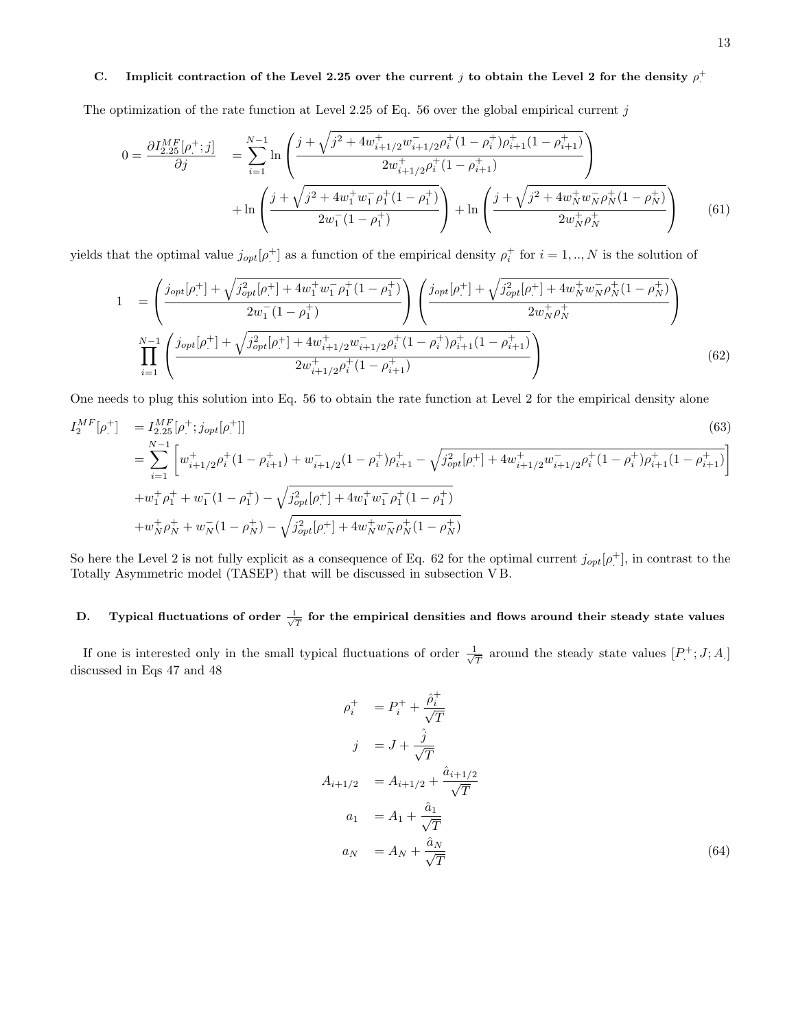### C. Implicit contraction of the Level 2.25 over the current $j$ to obtain the Level 2 for the density $\rho^+_.$

The optimization of the rate function at Level 2.25 of Eq. 56 over the global empirical current $j$

$$
\begin{aligned}
0 = \frac{\partial I_{2.25}^{MF}[\rho^+_.; j]}{\partial j} \quad &= \sum_{i=1}^{N-1} \ln \left( \frac{j + \sqrt{j^2 + 4 w^+_{i+1/2} w^-_{i+1/2} \rho^+_i (1-\rho^+_i) \rho^+_{i+1} (1-\rho^+_{i+1})}}{2 w^+_{i+1/2} \rho^+_i (1-\rho^+_{i+1})} \right) \\
&+ \ln \left( \frac{j + \sqrt{j^2 + 4 w^+_1 w^-_1 \rho^+_1 (1-\rho^+_1)}}{2 w^-_1 (1-\rho^+_1)} \right) + \ln \left( \frac{j + \sqrt{j^2 + 4 w^+_N w^-_N \rho^+_N (1-\rho^+_N)}}{2 w^+_N \rho^+_N} \right) \qquad (61)
\end{aligned}
$$

yields that the optimal value $j_{opt}[\rho^+_.]$ as a function of the empirical density $\rho^+_i$ for $i=1,..,N$ is the solution of

$$
\begin{aligned}
1 \quad &= \left( \frac{j_{opt}[\rho^+_.] + \sqrt{j^2_{opt}[\rho^+_.] + 4 w^+_1 w^-_1 \rho^+_1 (1-\rho^+_1)}}{2 w^-_1 (1-\rho^+_1)} \right) \left( \frac{j_{opt}[\rho^+_.] + \sqrt{j^2_{opt}[\rho^+_.] + 4 w^+_N w^-_N \rho^+_N (1-\rho^+_N)}}{2 w^+_N \rho^+_N} \right) \\
&\prod_{i=1}^{N-1} \left( \frac{j_{opt}[\rho^+_.] + \sqrt{j^2_{opt}[\rho^+_.] + 4 w^+_{i+1/2} w^-_{i+1/2} \rho^+_i (1-\rho^+_i) \rho^+_{i+1} (1-\rho^+_{i+1})}}{2 w^+_{i+1/2} \rho^+_i (1-\rho^+_{i+1})} \right) \qquad (62)
\end{aligned}
$$

One needs to plug this solution into Eq. 56 to obtain the rate function at Level 2 for the empirical density alone

$$
\begin{aligned}
I_2^{MF}[\rho^+_.] \quad &= I_{2.25}^{MF}[\rho^+_.; j_{opt}[\rho^+_.]] \qquad (63) \\
&= \sum_{i=1}^{N-1} \left[ w^+_{i+1/2} \rho^+_i (1-\rho^+_{i+1}) + w^-_{i+1/2} (1-\rho^+_i) \rho^+_{i+1} - \sqrt{j^2_{opt}[\rho^+_.] + 4 w^+_{i+1/2} w^-_{i+1/2} \rho^+_i (1-\rho^+_i) \rho^+_{i+1} (1-\rho^+_{i+1})} \right] \\
&+ w^+_1 \rho^+_1 + w^-_1 (1-\rho^+_1) - \sqrt{j^2_{opt}[\rho^+_.] + 4 w^+_1 w^-_1 \rho^+_1 (1-\rho^+_1)} \\
&+ w^+_N \rho^+_N + w^-_N (1-\rho^+_N) - \sqrt{j^2_{opt}[\rho^+_.] + 4 w^+_N w^-_N \rho^+_N (1-\rho^+_N)}
\end{aligned}
$$

So here the Level 2 is not fully explicit as a consequence of Eq. 62 for the optimal current $j_{opt}[\rho^+_.]$, in contrast to the Totally Asymmetric model (TASEP) that will be discussed in subsection V B.

### D. Typical fluctuations of order $\frac{1}{\sqrt{T}}$ for the empirical densities and flows around their steady state values

If one is interested only in the small typical fluctuations of order $\frac{1}{\sqrt{T}}$ around the steady state values $[P^+_.; J; A_.]$ discussed in Eqs 47 and 48

$$
\begin{aligned}
\rho^+_i \quad &= P^+_i + \frac{\hat{\rho}^+_i}{\sqrt{T}} \\
j \quad &= J + \frac{\hat{j}}{\sqrt{T}} \\
A_{i+1/2} \quad &= A_{i+1/2} + \frac{\hat{a}_{i+1/2}}{\sqrt{T}} \\
a_1 \quad &= A_1 + \frac{\hat{a}_1}{\sqrt{T}} \\
a_N \quad &= A_N + \frac{\hat{a}_N}{\sqrt{T}} \qquad (64)
\end{aligned}
$$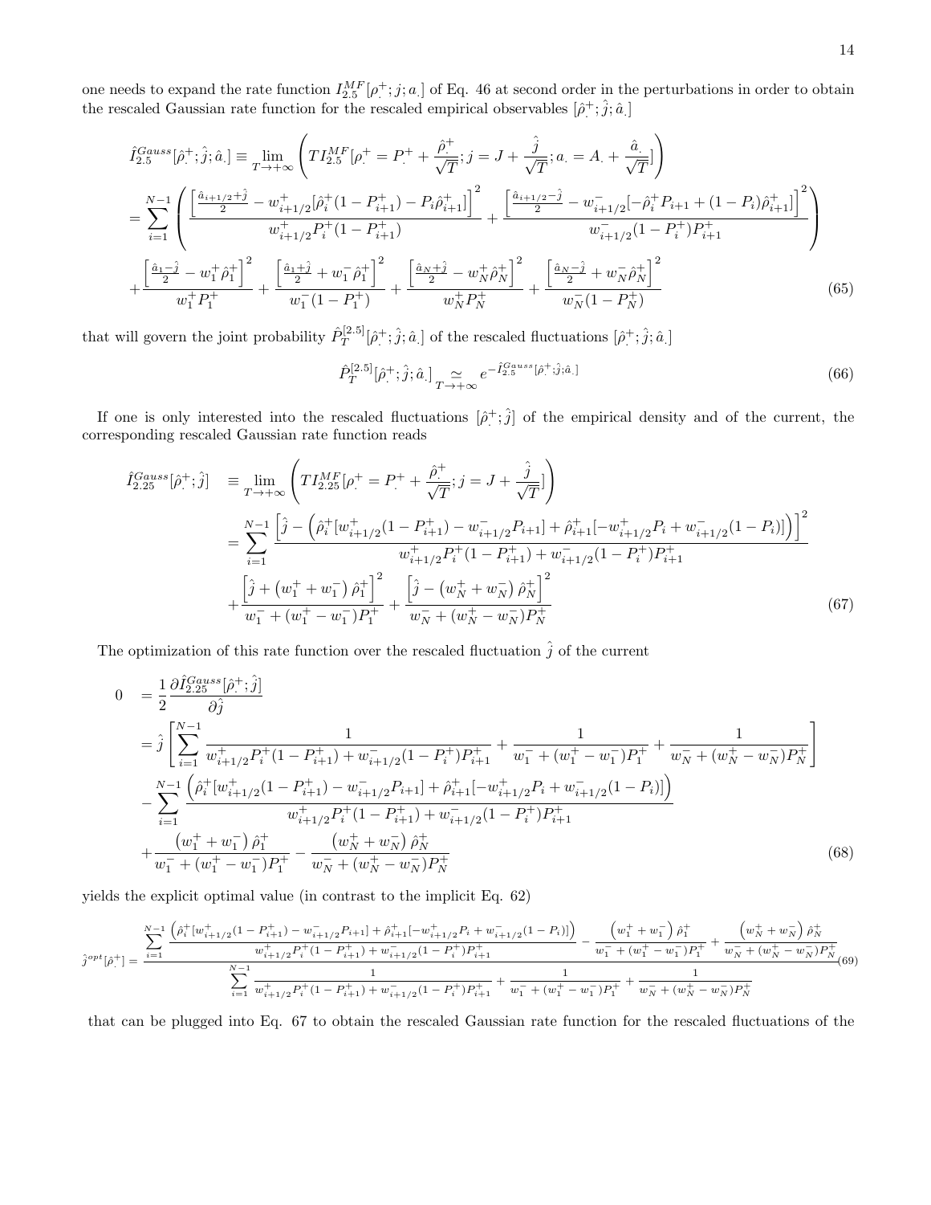one needs to expand the rate function $I_{2.5}^{MF}[\rho_.^+; j; a_.]$ of Eq. 46 at second order in the perturbations in order to obtain the rescaled Gaussian rate function for the rescaled empirical observables $[\hat{\rho}_.^+; \hat{j}; \hat{a}_.]$

$$
\begin{aligned}
\hat{I}_{2.5}^{Gauss}[\hat{\rho}_.^+; \hat{j}; \hat{a}_.] &\equiv \lim_{T\to+\infty} \left( T I_{2.5}^{MF}[\rho_.^+ = P_.^+ + \frac{\hat{\rho}_.^+}{\sqrt{T}}; j = J + \frac{\hat{j}}{\sqrt{T}}; a_. = A_. + \frac{\hat{a}_.}{\sqrt{T}}] \right) \\
&= \sum_{i=1}^{N-1} \left( \frac{\left[ \frac{\hat{a}_{i+1/2}+\hat{j}}{2} - w_{i+1/2}^+ [\hat{\rho}_i^+ (1-P_{i+1}^+) - P_i \hat{\rho}_{i+1}^+] \right]^2}{w_{i+1/2}^+ P_i^+ (1-P_{i+1}^+)} + \frac{\left[ \frac{\hat{a}_{i+1/2}-\hat{j}}{2} - w_{i+1/2}^- [-\hat{\rho}_i^+ P_{i+1} + (1-P_i)\hat{\rho}_{i+1}^+] \right]^2}{w_{i+1/2}^- (1-P_i^+) P_{i+1}^+} \right) \\
&+ \frac{\left[ \frac{\hat{a}_1 - \hat{j}}{2} - w_1^+ \hat{\rho}_1^+ \right]^2}{w_1^+ P_1^+} + \frac{\left[ \frac{\hat{a}_1 + \hat{j}}{2} + w_1^- \hat{\rho}_1^+ \right]^2}{w_1^- (1-P_1^+)} + \frac{\left[ \frac{\hat{a}_N + \hat{j}}{2} - w_N^+ \hat{\rho}_N^+ \right]^2}{w_N^+ P_N^+} + \frac{\left[ \frac{\hat{a}_N - \hat{j}}{2} + w_N^- \hat{\rho}_N^+ \right]^2}{w_N^- (1-P_N^+)}
\end{aligned}
\tag{65}
$$

that will govern the joint probability $\hat{P}_T^{[2.5]}[\hat{\rho}_.^+; \hat{j}; \hat{a}_.]$ of the rescaled fluctuations $[\hat{\rho}_.^+; \hat{j}; \hat{a}_.]$

$$
\hat{P}_T^{[2.5]}[\hat{\rho}_.^+; \hat{j}; \hat{a}_.] \underset{T\to+\infty}{\simeq} e^{-\hat{I}_{2.5}^{Gauss}[\hat{\rho}_.^+; \hat{j}; \hat{a}_.]}
\tag{66}
$$

If one is only interested into the rescaled fluctuations $[\hat{\rho}_.^+; \hat{j}]$ of the empirical density and of the current, the corresponding rescaled Gaussian rate function reads

$$
\begin{aligned}
\hat{I}_{2.25}^{Gauss}[\hat{\rho}_.^+; \hat{j}] &\equiv \lim_{T\to+\infty} \left( T I_{2.25}^{MF}[\rho_.^+ = P_.^+ + \frac{\hat{\rho}_.^+}{\sqrt{T}}; j = J + \frac{\hat{j}}{\sqrt{T}}] \right) \\
&= \sum_{i=1}^{N-1} \frac{\left[ \hat{j} - \left( \hat{\rho}_i^+ [w_{i+1/2}^+ (1-P_{i+1}^+) - w_{i+1/2}^- P_{i+1}] + \hat{\rho}_{i+1}^+ [-w_{i+1/2}^+ P_i + w_{i+1/2}^- (1-P_i)] \right) \right]^2}{w_{i+1/2}^+ P_i^+ (1-P_{i+1}^+) + w_{i+1/2}^- (1-P_i^+) P_{i+1}^+} \\
&+ \frac{\left[ \hat{j} + \left( w_1^+ + w_1^- \right) \hat{\rho}_1^+ \right]^2}{w_1^- + (w_1^+ - w_1^-) P_1^+} + \frac{\left[ \hat{j} - \left( w_N^+ + w_N^- \right) \hat{\rho}_N^+ \right]^2}{w_N^- + (w_N^+ - w_N^-) P_N^+}
\end{aligned}
\tag{67}
$$

The optimization of this rate function over the rescaled fluctuation $\hat{j}$ of the current

$$
\begin{aligned}
0 &= \frac{1}{2} \frac{\partial \hat{I}_{2.25}^{Gauss}[\hat{\rho}_.^+; \hat{j}]}{\partial \hat{j}} \\
&= \hat{j} \left[ \sum_{i=1}^{N-1} \frac{1}{w_{i+1/2}^+ P_i^+ (1-P_{i+1}^+) + w_{i+1/2}^- (1-P_i^+) P_{i+1}^+} + \frac{1}{w_1^- + (w_1^+ - w_1^-) P_1^+} + \frac{1}{w_N^- + (w_N^+ - w_N^-) P_N^+} \right] \\
&- \sum_{i=1}^{N-1} \frac{\left( \hat{\rho}_i^+ [w_{i+1/2}^+ (1-P_{i+1}^+) - w_{i+1/2}^- P_{i+1}] + \hat{\rho}_{i+1}^+ [-w_{i+1/2}^+ P_i + w_{i+1/2}^- (1-P_i)] \right)}{w_{i+1/2}^+ P_i^+ (1-P_{i+1}^+) + w_{i+1/2}^- (1-P_i^+) P_{i+1}^+} \\
&+ \frac{\left( w_1^+ + w_1^- \right) \hat{\rho}_1^+}{w_1^- + (w_1^+ - w_1^-) P_1^+} - \frac{\left( w_N^+ + w_N^- \right) \hat{\rho}_N^+}{w_N^- + (w_N^+ - w_N^-) P_N^+}
\end{aligned}
\tag{68}
$$

yields the explicit optimal value (in contrast to the implicit Eq. 62)

$$
\hat{j}^{opt}[\hat{\rho}_.^+] = \frac{\displaystyle\sum_{i=1}^{N-1} \frac{\left( \hat{\rho}_i^+ [w_{i+1/2}^+ (1-P_{i+1}^+) - w_{i+1/2}^- P_{i+1}] + \hat{\rho}_{i+1}^+ [-w_{i+1/2}^+ P_i + w_{i+1/2}^- (1-P_i)] \right)}{w_{i+1/2}^+ P_i^+ (1-P_{i+1}^+) + w_{i+1/2}^- (1-P_i^+) P_{i+1}^+} - \frac{\left( w_1^+ + w_1^- \right) \hat{\rho}_1^+}{w_1^- + (w_1^+ - w_1^-) P_1^+} + \frac{\left( w_N^+ + w_N^- \right) \hat{\rho}_N^+}{w_N^- + (w_N^+ - w_N^-) P_N^+}}{\displaystyle\sum_{i=1}^{N-1} \frac{1}{w_{i+1/2}^+ P_i^+ (1-P_{i+1}^+) + w_{i+1/2}^- (1-P_i^+) P_{i+1}^+} + \frac{1}{w_1^- + (w_1^+ - w_1^-) P_1^+} + \frac{1}{w_N^- + (w_N^+ - w_N^-) P_N^+}}
\tag{69}
$$

that can be plugged into Eq. 67 to obtain the rescaled Gaussian rate function for the rescaled fluctuations of the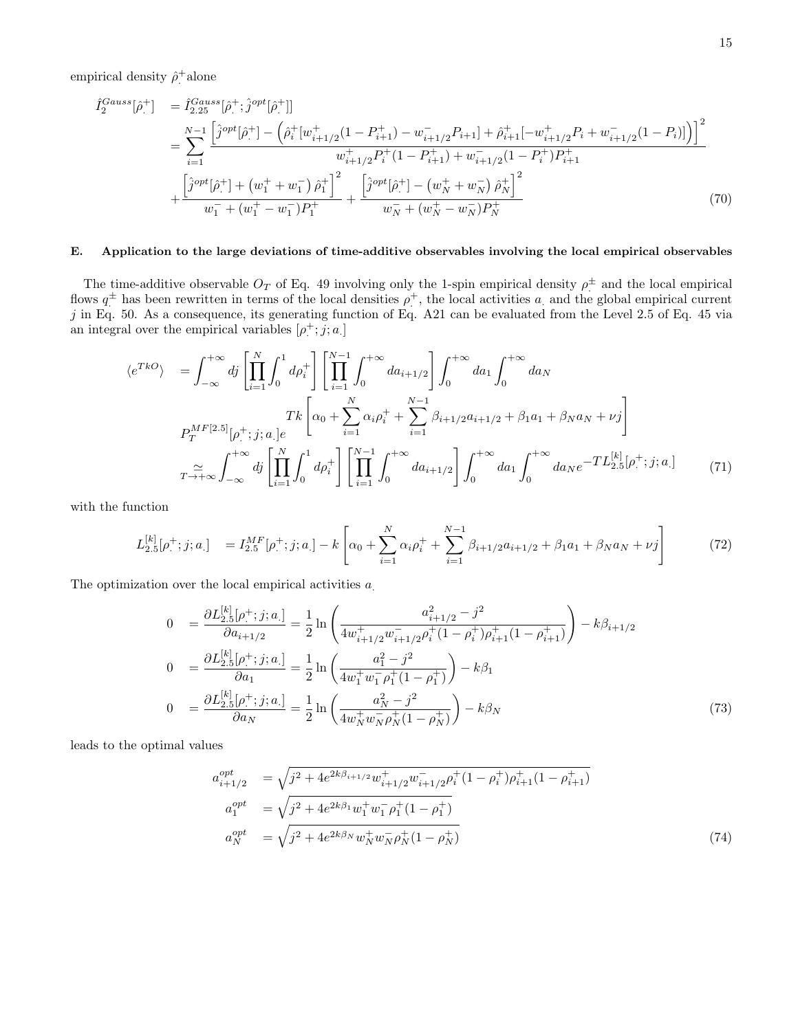empirical density $\hat{\rho}^+_.$ alone

$$
\begin{aligned}
\hat{I}_2^{Gauss}[\hat{\rho}^+_.] &= \hat{I}_{2.25}^{Gauss}[\hat{\rho}^+_.; \hat{j}^{opt}[\hat{\rho}^+_.]] \\
&= \sum_{i=1}^{N-1} \frac{\left[\hat{j}^{opt}[\hat{\rho}^+_.] - \left(\hat{\rho}^+_i[w^+_{i+1/2}(1-P^+_{i+1}) - w^-_{i+1/2}P_{i+1}] + \hat{\rho}^+_{i+1}[-w^+_{i+1/2}P_i + w^-_{i+1/2}(1-P_i)]\right)\right]^2}{w^+_{i+1/2}P^+_i(1-P^+_{i+1}) + w^-_{i+1/2}(1-P^+_i)P^+_{i+1}} \\
&+ \frac{\left[\hat{j}^{opt}[\hat{\rho}^+_.] + \left(w^+_1 + w^-_1\right)\hat{\rho}^+_1\right]^2}{w^-_1 + (w^+_1 - w^-_1)P^+_1} + \frac{\left[\hat{j}^{opt}[\hat{\rho}^+_.] - \left(w^+_N + w^-_N\right)\hat{\rho}^+_N\right]^2}{w^-_N + (w^+_N - w^-_N)P^+_N}
\end{aligned} \tag{70}
$$

### E. Application to the large deviations of time-additive observables involving the local empirical observables

The time-additive observable $O_T$ of Eq. 49 involving only the 1-spin empirical density $\rho^{\pm}_.$ and the local empirical flows $q^{\pm}_.$ has been rewritten in terms of the local densities $\rho^+_.$, the local activities $a_.$ and the global empirical current $j$ in Eq. 50. As a consequence, its generating function of Eq. A21 can be evaluated from the Level 2.5 of Eq. 45 via an integral over the empirical variables $[\rho^+_.; j; a_.]$

$$
\begin{aligned}
\langle e^{TkO} \rangle &= \int_{-\infty}^{+\infty} dj \left[\prod_{i=1}^{N} \int_0^1 d\rho^+_i\right] \left[\prod_{i=1}^{N-1} \int_0^{+\infty} da_{i+1/2}\right] \int_0^{+\infty} da_1 \int_0^{+\infty} da_N \\
&\quad P_T^{MF[2.5]}[\rho^+_.; j; a_.] e^{Tk\left[\alpha_0 + \sum_{i=1}^{N} \alpha_i \rho^+_i + \sum_{i=1}^{N-1} \beta_{i+1/2} a_{i+1/2} + \beta_1 a_1 + \beta_N a_N + \nu j\right]} \\
&\underset{T \to +\infty}{\simeq} \int_{-\infty}^{+\infty} dj \left[\prod_{i=1}^{N} \int_0^1 d\rho^+_i\right] \left[\prod_{i=1}^{N-1} \int_0^{+\infty} da_{i+1/2}\right] \int_0^{+\infty} da_1 \int_0^{+\infty} da_N e^{-TL_{2.5}^{[k]}[\rho^+_.; j; a_.]}
\end{aligned} \tag{71}
$$

with the function

$$
L_{2.5}^{[k]}[\rho^+_.; j; a_.] = I_{2.5}^{MF}[\rho^+_.; j; a_.] - k\left[\alpha_0 + \sum_{i=1}^{N} \alpha_i \rho^+_i + \sum_{i=1}^{N-1} \beta_{i+1/2} a_{i+1/2} + \beta_1 a_1 + \beta_N a_N + \nu j\right] \tag{72}
$$

The optimization over the local empirical activities $a_.$

$$
\begin{aligned}
0 &= \frac{\partial L_{2.5}^{[k]}[\rho^+_.; j; a_.]}{\partial a_{i+1/2}} = \frac{1}{2} \ln\left(\frac{a^2_{i+1/2} - j^2}{4w^+_{i+1/2}w^-_{i+1/2}\rho^+_i(1-\rho^+_i)\rho^+_{i+1}(1-\rho^+_{i+1})}\right) - k\beta_{i+1/2} \\
0 &= \frac{\partial L_{2.5}^{[k]}[\rho^+_.; j; a_.]}{\partial a_1} = \frac{1}{2} \ln\left(\frac{a_1^2 - j^2}{4w^+_1 w^-_1 \rho^+_1(1-\rho^+_1)}\right) - k\beta_1 \\
0 &= \frac{\partial L_{2.5}^{[k]}[\rho^+_.; j; a_.]}{\partial a_N} = \frac{1}{2} \ln\left(\frac{a_N^2 - j^2}{4w^+_N w^-_N \rho^+_N(1-\rho^+_N)}\right) - k\beta_N
\end{aligned} \tag{73}
$$

leads to the optimal values

$$
\begin{aligned}
a^{opt}_{i+1/2} &= \sqrt{j^2 + 4e^{2k\beta_{i+1/2}} w^+_{i+1/2} w^-_{i+1/2} \rho^+_i(1-\rho^+_i)\rho^+_{i+1}(1-\rho^+_{i+1})} \\
a^{opt}_1 &= \sqrt{j^2 + 4e^{2k\beta_1} w^+_1 w^-_1 \rho^+_1(1-\rho^+_1)} \\
a^{opt}_N &= \sqrt{j^2 + 4e^{2k\beta_N} w^+_N w^-_N \rho^+_N(1-\rho^+_N)}
\end{aligned} \tag{74}
$$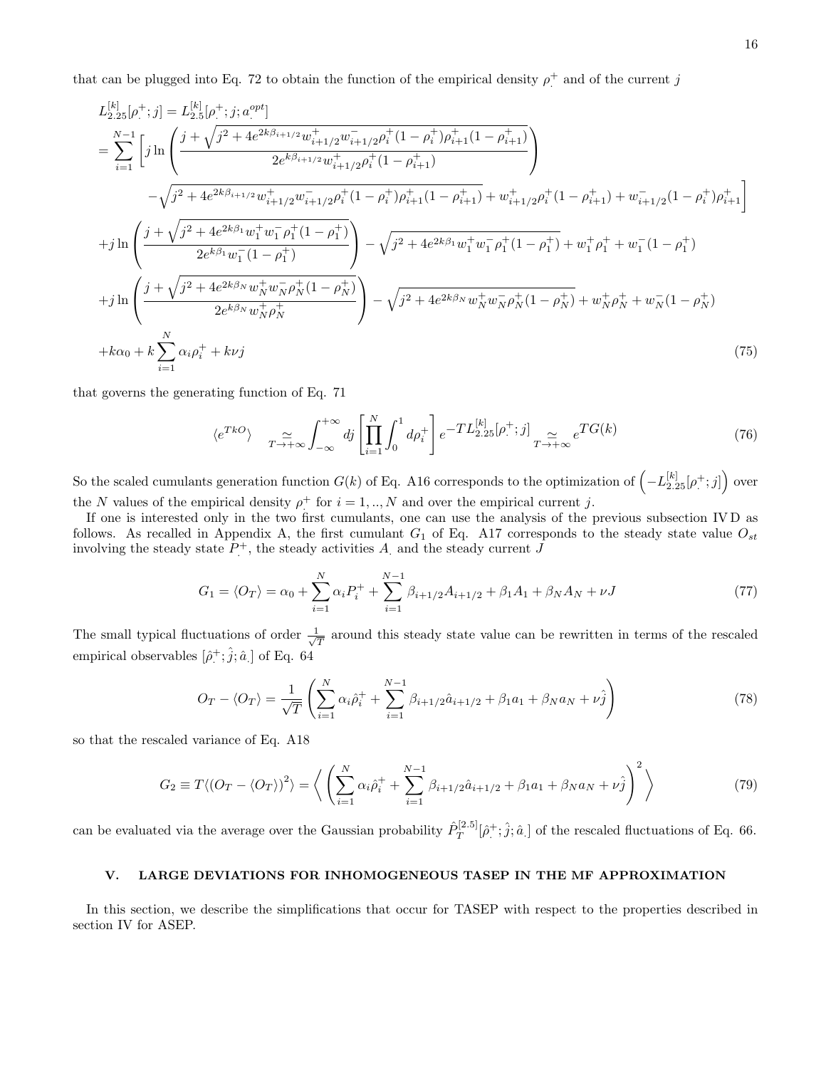that can be plugged into Eq. 72 to obtain the function of the empirical density $\rho^+_.$ and of the current $j$

$$
\begin{aligned}
L^{[k]}_{2.25}[\rho^+_.; j] &= L^{[k]}_{2.5}[\rho^+_.; j; a^{opt}_.] \\
&= \sum_{i=1}^{N-1} \left[ j \ln \left( \frac{j + \sqrt{j^2 + 4e^{2k\beta_{i+1/2}} w^+_{i+1/2} w^-_{i+1/2} \rho^+_i (1-\rho^+_i) \rho^+_{i+1} (1-\rho^+_{i+1})}}{2e^{k\beta_{i+1/2}} w^+_{i+1/2} \rho^+_i (1-\rho^+_{i+1})} \right) \right. \\
&\quad \left. - \sqrt{j^2 + 4e^{2k\beta_{i+1/2}} w^+_{i+1/2} w^-_{i+1/2} \rho^+_i (1-\rho^+_i) \rho^+_{i+1} (1-\rho^+_{i+1})} + w^+_{i+1/2} \rho^+_i (1-\rho^+_{i+1}) + w^-_{i+1/2} (1-\rho^+_i) \rho^+_{i+1} \right] \\
&+ j \ln \left( \frac{j + \sqrt{j^2 + 4e^{2k\beta_1} w^+_1 w^-_1 \rho^+_1 (1-\rho^+_1)}}{2e^{k\beta_1} w^-_1 (1-\rho^+_1)} \right) - \sqrt{j^2 + 4e^{2k\beta_1} w^+_1 w^-_1 \rho^+_1 (1-\rho^+_1)} + w^+_1 \rho^+_1 + w^-_1 (1-\rho^+_1) \\
&+ j \ln \left( \frac{j + \sqrt{j^2 + 4e^{2k\beta_N} w^+_N w^-_N \rho^+_N (1-\rho^+_N)}}{2e^{k\beta_N} w^+_N \rho^+_N} \right) - \sqrt{j^2 + 4e^{2k\beta_N} w^+_N w^-_N \rho^+_N (1-\rho^+_N)} + w^+_N \rho^+_N + w^-_N (1-\rho^+_N) \\
&+ k\alpha_0 + k \sum_{i=1}^{N} \alpha_i \rho^+_i + k\nu j
\end{aligned}
\tag{75}
$$

that governs the generating function of Eq. 71

$$
\langle e^{TkO} \rangle \underset{T \to +\infty}{\simeq} \int_{-\infty}^{+\infty} dj \left[ \prod_{i=1}^{N} \int_0^1 d\rho^+_i \right] e^{-T L^{[k]}_{2.25}[\rho^+_.; j]} \underset{T \to +\infty}{\simeq} e^{TG(k)}
\tag{76}
$$

So the scaled cumulants generation function $G(k)$ of Eq. A16 corresponds to the optimization of $\left( -L^{[k]}_{2.25}[\rho^+_.; j] \right)$ over the $N$ values of the empirical density $\rho^+_i$ for $i = 1, .., N$ and over the empirical current $j$.

If one is interested only in the two first cumulants, one can use the analysis of the previous subsection IV D as follows. As recalled in Appendix A, the first cumulant $G_1$ of Eq. A17 corresponds to the steady state value $O_{st}$ involving the steady state $P^+_.$, the steady activities $A_.$ and the steady current $J$

$$
G_1 = \langle O_T \rangle = \alpha_0 + \sum_{i=1}^{N} \alpha_i P^+_i + \sum_{i=1}^{N-1} \beta_{i+1/2} A_{i+1/2} + \beta_1 A_1 + \beta_N A_N + \nu J
\tag{77}
$$

The small typical fluctuations of order $\frac{1}{\sqrt{T}}$ around this steady state value can be rewritten in terms of the rescaled empirical observables $[\hat{\rho}^+_.; \hat{j}; \hat{a}_.]$ of Eq. 64

$$
O_T - \langle O_T \rangle = \frac{1}{\sqrt{T}} \left( \sum_{i=1}^{N} \alpha_i \hat{\rho}^+_i + \sum_{i=1}^{N-1} \beta_{i+1/2} \hat{a}_{i+1/2} + \beta_1 a_1 + \beta_N a_N + \nu \hat{j} \right)
\tag{78}
$$

so that the rescaled variance of Eq. A18

$$
G_2 \equiv T \langle (O_T - \langle O_T \rangle)^2 \rangle = \left\langle \left( \sum_{i=1}^{N} \alpha_i \hat{\rho}^+_i + \sum_{i=1}^{N-1} \beta_{i+1/2} \hat{a}_{i+1/2} + \beta_1 a_1 + \beta_N a_N + \nu \hat{j} \right)^2 \right\rangle
\tag{79}
$$

can be evaluated via the average over the Gaussian probability $\hat{P}^{[2.5]}_T[\hat{\rho}^+_.; \hat{j}; \hat{a}_.]$ of the rescaled fluctuations of Eq. 66.

## V. LARGE DEVIATIONS FOR INHOMOGENEOUS TASEP IN THE MF APPROXIMATION

In this section, we describe the simplifications that occur for TASEP with respect to the properties described in section IV for ASEP.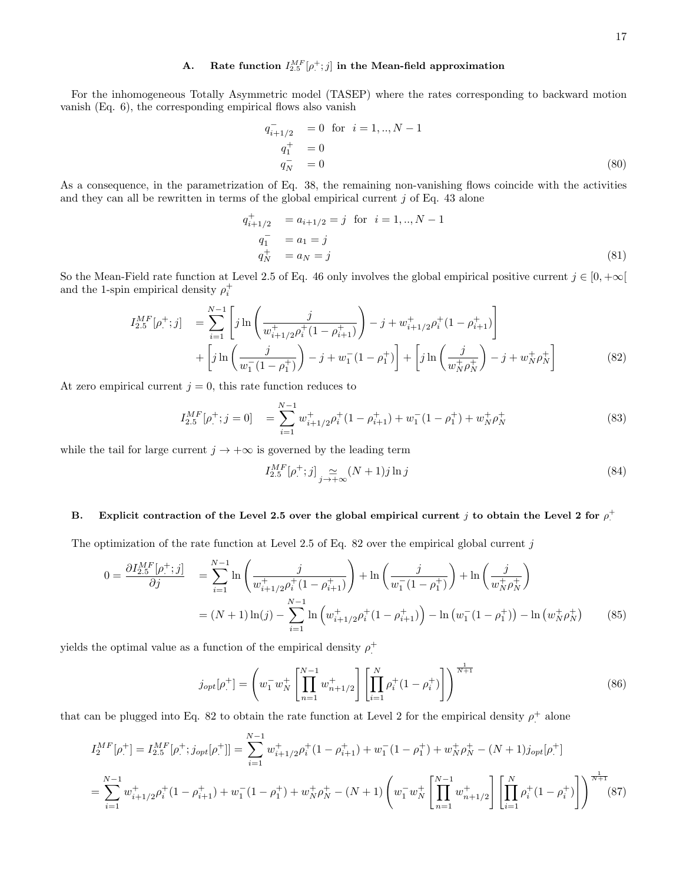### A. Rate function $I_{2.5}^{MF}[\rho_.^+; j]$ in the Mean-field approximation

For the inhomogeneous Totally Asymmetric model (TASEP) where the rates corresponding to backward motion vanish (Eq. 6), the corresponding empirical flows also vanish

$$
\begin{aligned}
q_{i+1/2}^- &= 0 \text{ for } i = 1, .., N-1 \\
q_1^+ &= 0 \\
q_N^- &= 0
\end{aligned}
\tag{80}
$$

As a consequence, in the parametrization of Eq. 38, the remaining non-vanishing flows coincide with the activities and they can all be rewritten in terms of the global empirical current $j$ of Eq. 43 alone

$$
\begin{aligned}
q_{i+1/2}^+ &= a_{i+1/2} = j \text{ for } i = 1, .., N-1 \\
q_1^- &= a_1 = j \\
q_N^+ &= a_N = j
\end{aligned}
\tag{81}
$$

So the Mean-Field rate function at Level 2.5 of Eq. 46 only involves the global empirical positive current $j \in [0, +\infty[$ and the 1-spin empirical density $\rho_i^+$

$$
\begin{aligned}
I_{2.5}^{MF}[\rho_.^+; j] &= \sum_{i=1}^{N-1} \left[ j \ln \left( \frac{j}{w_{i+1/2}^+ \rho_i^+ (1-\rho_{i+1}^+)} \right) - j + w_{i+1/2}^+ \rho_i^+ (1-\rho_{i+1}^+) \right] \\
&+ \left[ j \ln \left( \frac{j}{w_1^- (1-\rho_1^+)} \right) - j + w_1^- (1-\rho_1^+) \right] + \left[ j \ln \left( \frac{j}{w_N^+ \rho_N^+} \right) - j + w_N^+ \rho_N^+ \right]
\end{aligned}
\tag{82}
$$

At zero empirical current $j = 0$, this rate function reduces to

$$
I_{2.5}^{MF}[\rho_.^+; j=0] = \sum_{i=1}^{N-1} w_{i+1/2}^+ \rho_i^+ (1-\rho_{i+1}^+) + w_1^- (1-\rho_1^+) + w_N^+ \rho_N^+
\tag{83}
$$

while the tail for large current $j \to +\infty$ is governed by the leading term

$$
I_{2.5}^{MF}[\rho_.^+; j] \underset{j \to +\infty}{\simeq} (N+1) j \ln j
\tag{84}
$$

### B. Explicit contraction of the Level 2.5 over the global empirical current $j$ to obtain the Level 2 for $\rho_.^+$

The optimization of the rate function at Level 2.5 of Eq. 82 over the empirical global current $j$

$$
\begin{aligned}
0 = \frac{\partial I_{2.5}^{MF}[\rho_.^+; j]}{\partial j} &= \sum_{i=1}^{N-1} \ln \left( \frac{j}{w_{i+1/2}^+ \rho_i^+ (1-\rho_{i+1}^+)} \right) + \ln \left( \frac{j}{w_1^- (1-\rho_1^+)} \right) + \ln \left( \frac{j}{w_N^+ \rho_N^+} \right) \\
&= (N+1) \ln(j) - \sum_{i=1}^{N-1} \ln \left( w_{i+1/2}^+ \rho_i^+ (1-\rho_{i+1}^+) \right) - \ln \left( w_1^- (1-\rho_1^+) \right) - \ln \left( w_N^+ \rho_N^+ \right)
\end{aligned}
\tag{85}
$$

yields the optimal value as a function of the empirical density $\rho_.^+$

$$
j_{opt}[\rho_.^+] = \left( w_1^- w_N^+ \left[ \prod_{n=1}^{N-1} w_{n+1/2}^+ \right] \left[ \prod_{i=1}^{N} \rho_i^+ (1-\rho_i^+) \right] \right)^{\frac{1}{N+1}}
\tag{86}
$$

that can be plugged into Eq. 82 to obtain the rate function at Level 2 for the empirical density $\rho_.^+$ alone

$$
\begin{aligned}
I_2^{MF}[\rho_.^+] = I_{2.5}^{MF}[\rho_.^+; j_{opt}[\rho_.^+]] &= \sum_{i=1}^{N-1} w_{i+1/2}^+ \rho_i^+ (1-\rho_{i+1}^+) + w_1^- (1-\rho_1^+) + w_N^+ \rho_N^+ - (N+1) j_{opt}[\rho_.^+] \\
= \sum_{i=1}^{N-1} w_{i+1/2}^+ \rho_i^+ (1-\rho_{i+1}^+) + w_1^- (1-\rho_1^+) &+ w_N^+ \rho_N^+ - (N+1) \left( w_1^- w_N^+ \left[ \prod_{n=1}^{N-1} w_{n+1/2}^+ \right] \left[ \prod_{i=1}^{N} \rho_i^+ (1-\rho_i^+) \right] \right)^{\frac{1}{N+1}}
\end{aligned}
\tag{87}
$$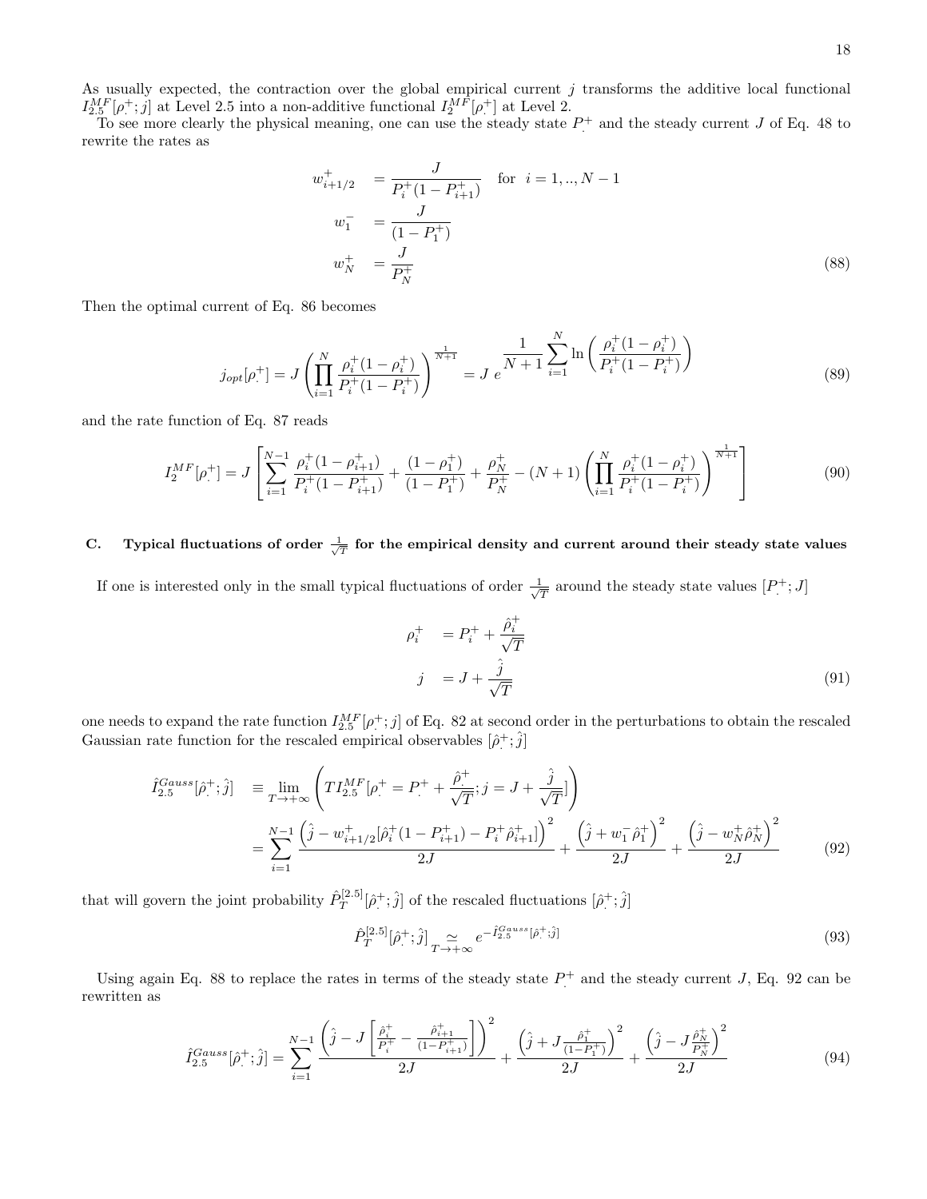As usually expected, the contraction over the global empirical current $j$ transforms the additive local functional $I_{2.5}^{MF}[\rho_.^+; j]$ at Level 2.5 into a non-additive functional $I_2^{MF}[\rho_.^+]$ at Level 2.

To see more clearly the physical meaning, one can use the steady state $P_.^+$ and the steady current $J$ of Eq. 48 to rewrite the rates as

$$
\begin{aligned}
w_{i+1/2}^+ &= \frac{J}{P_i^+(1-P_{i+1}^+)} \quad \text{for} \quad i = 1,..,N-1 \\
w_1^- &= \frac{J}{(1-P_1^+)} \\
w_N^+ &= \frac{J}{P_N^+}
\end{aligned}
\tag{88}
$$

Then the optimal current of Eq. 86 becomes

$$
j_{opt}[\rho_.^+] = J \left( \prod_{i=1}^{N} \frac{\rho_i^+(1-\rho_i^+)}{P_i^+(1-P_i^+)} \right)^{\frac{1}{N+1}} = J \; e^{\displaystyle \frac{1}{N+1} \sum_{i=1}^{N} \ln \left( \frac{\rho_i^+(1-\rho_i^+)}{P_i^+(1-P_i^+)} \right)}
\tag{89}
$$

and the rate function of Eq. 87 reads

$$
I_2^{MF}[\rho_.^+] = J \left[ \sum_{i=1}^{N-1} \frac{\rho_i^+(1-\rho_{i+1}^+)}{P_i^+(1-P_{i+1}^+)} + \frac{(1-\rho_1^+)}{(1-P_1^+)} + \frac{\rho_N^+}{P_N^+} - (N+1) \left( \prod_{i=1}^{N} \frac{\rho_i^+(1-\rho_i^+)}{P_i^+(1-P_i^+)} \right)^{\frac{1}{N+1}} \right]
\tag{90}
$$

### C. Typical fluctuations of order $\frac{1}{\sqrt{T}}$ for the empirical density and current around their steady state values

If one is interested only in the small typical fluctuations of order $\frac{1}{\sqrt{T}}$ around the steady state values $[P_.^+; J]$

$$
\begin{aligned}
\rho_i^+ &= P_i^+ + \frac{\hat{\rho}_i^+}{\sqrt{T}} \\
j &= J + \frac{\hat{j}}{\sqrt{T}}
\end{aligned}
\tag{91}
$$

one needs to expand the rate function $I_{2.5}^{MF}[\rho_.^+; j]$ of Eq. 82 at second order in the perturbations to obtain the rescaled Gaussian rate function for the rescaled empirical observables $[\hat{\rho}_.^+; \hat{j}]$

$$
\begin{aligned}
\hat{I}_{2.5}^{Gauss}[\hat{\rho}_.^+; \hat{j}] &\equiv \lim_{T \to +\infty} \left( T I_{2.5}^{MF}[\rho_.^+ = P_.^+ + \frac{\hat{\rho}_.^+}{\sqrt{T}}; j = J + \frac{\hat{j}}{\sqrt{T}}] \right) \\
&= \sum_{i=1}^{N-1} \frac{\left( \hat{j} - w_{i+1/2}^+ [\hat{\rho}_i^+(1-P_{i+1}^+) - P_i^+ \hat{\rho}_{i+1}^+] \right)^2}{2J} + \frac{\left( \hat{j} + w_1^- \hat{\rho}_1^+ \right)^2}{2J} + \frac{\left( \hat{j} - w_N^+ \hat{\rho}_N^+ \right)^2}{2J}
\end{aligned}
\tag{92}
$$

that will govern the joint probability $\hat{P}_T^{[2.5]}[\hat{\rho}_.^+; \hat{j}]$ of the rescaled fluctuations $[\hat{\rho}_.^+; \hat{j}]$

$$
\hat{P}_T^{[2.5]}[\hat{\rho}_.^+; \hat{j}] \underset{T \to +\infty}{\simeq} e^{-\hat{I}_{2.5}^{Gauss}[\hat{\rho}_.^+; \hat{j}]}
\tag{93}
$$

Using again Eq. 88 to replace the rates in terms of the steady state $P_.^+$ and the steady current $J$, Eq. 92 can be rewritten as

$$
\hat{I}_{2.5}^{Gauss}[\hat{\rho}_.^+; \hat{j}] = \sum_{i=1}^{N-1} \frac{\left( \hat{j} - J \left[ \frac{\hat{\rho}_i^+}{P_i^+} - \frac{\hat{\rho}_{i+1}^+}{(1-P_{i+1}^+)} \right] \right)^2}{2J} + \frac{\left( \hat{j} + J \frac{\hat{\rho}_1^+}{(1-P_1^+)} \right)^2}{2J} + \frac{\left( \hat{j} - J \frac{\hat{\rho}_N^+}{P_N^+} \right)^2}{2J}
\tag{94}
$$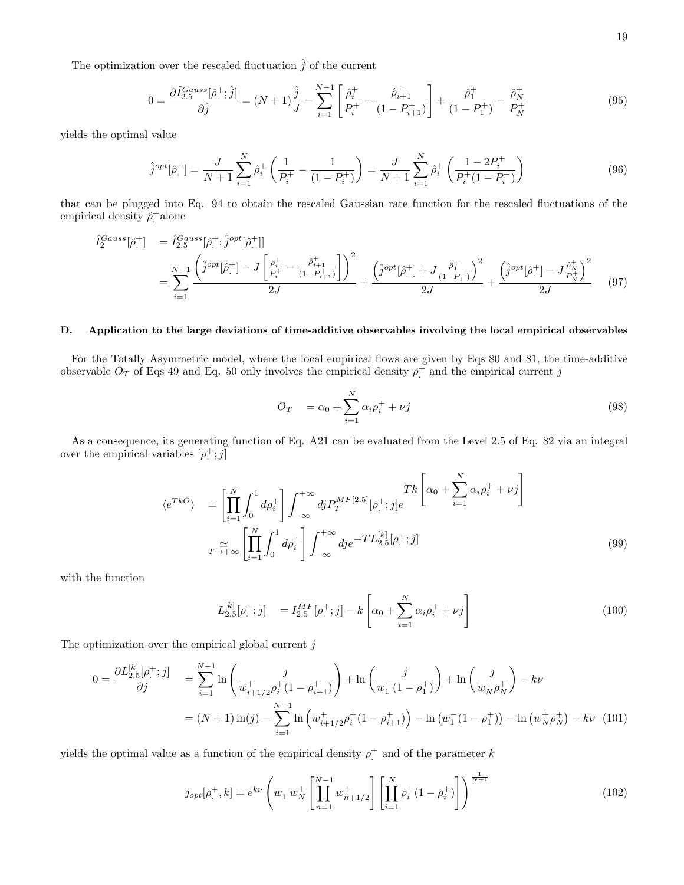The optimization over the rescaled fluctuation $\hat{j}$ of the current

$$0 = \frac{\partial \hat{I}_{2.5}^{Gauss}[\hat{\rho}_.^+; \hat{j}]}{\partial \hat{j}} = (N+1)\frac{\hat{j}}{J} - \sum_{i=1}^{N-1} \left[ \frac{\hat{\rho}_i^+}{P_i^+} - \frac{\hat{\rho}_{i+1}^+}{(1-P_{i+1}^+)} \right] + \frac{\hat{\rho}_1^+}{(1-P_1^+)} - \frac{\hat{\rho}_N^+}{P_N^+} \tag{95}$$

yields the optimal value

$$\hat{j}^{opt}[\hat{\rho}_.^+] = \frac{J}{N+1} \sum_{i=1}^{N} \hat{\rho}_i^+ \left( \frac{1}{P_i^+} - \frac{1}{(1-P_i^+)} \right) = \frac{J}{N+1} \sum_{i=1}^{N} \hat{\rho}_i^+ \left( \frac{1-2P_i^+}{P_i^+(1-P_i^+)} \right) \tag{96}$$

that can be plugged into Eq. 94 to obtain the rescaled Gaussian rate function for the rescaled fluctuations of the empirical density $\hat{\rho}_.^+$ alone

$$\begin{aligned} \hat{I}_2^{Gauss}[\hat{\rho}_.^+] &= \hat{I}_{2.5}^{Gauss}[\hat{\rho}_.^+; \hat{j}^{opt}[\hat{\rho}_.^+]] \\ &= \sum_{i=1}^{N-1} \frac{\left( \hat{j}^{opt}[\hat{\rho}_.^+] - J \left[ \frac{\hat{\rho}_i^+}{P_i^+} - \frac{\hat{\rho}_{i+1}^+}{(1-P_{i+1}^+)} \right] \right)^2}{2J} + \frac{\left( \hat{j}^{opt}[\hat{\rho}_.^+] + J \frac{\hat{\rho}_1^+}{(1-P_1^+)} \right)^2}{2J} + \frac{\left( \hat{j}^{opt}[\hat{\rho}_.^+] - J \frac{\hat{\rho}_N^+}{P_N^+} \right)^2}{2J} \end{aligned} \tag{97}$$

### D. Application to the large deviations of time-additive observables involving the local empirical observables

For the Totally Asymmetric model, where the local empirical flows are given by Eqs 80 and 81, the time-additive observable $O_T$ of Eqs 49 and Eq. 50 only involves the empirical density $\rho_.^+$ and the empirical current $j$

$$O_T = \alpha_0 + \sum_{i=1}^{N} \alpha_i \rho_i^+ + \nu j \tag{98}$$

As a consequence, its generating function of Eq. A21 can be evaluated from the Level 2.5 of Eq. 82 via an integral over the empirical variables $[\rho_.^+; j]$

$$\begin{aligned} \langle e^{TkO} \rangle &= \left[ \prod_{i=1}^{N} \int_0^1 d\rho_i^+ \right] \int_{-\infty}^{+\infty} dj P_T^{MF[2.5]}[\rho_.^+; j] e^{Tk \left[ \alpha_0 + \sum_{i=1}^{N} \alpha_i \rho_i^+ + \nu j \right]} \\ &\underset{T \to +\infty}{\simeq} \left[ \prod_{i=1}^{N} \int_0^1 d\rho_i^+ \right] \int_{-\infty}^{+\infty} dj e^{-T L_{2.5}^{[k]}[\rho_.^+; j]} \end{aligned} \tag{99}$$

with the function

$$L_{2.5}^{[k]}[\rho_.^+; j] = I_{2.5}^{MF}[\rho_.^+; j] - k \left[ \alpha_0 + \sum_{i=1}^{N} \alpha_i \rho_i^+ + \nu j \right] \tag{100}$$

The optimization over the empirical global current $j$

$$\begin{aligned} 0 = \frac{\partial L_{2.5}^{[k]}[\rho_.^+; j]}{\partial j} &= \sum_{i=1}^{N-1} \ln \left( \frac{j}{w_{i+1/2}^+ \rho_i^+ (1-\rho_{i+1}^+)} \right) + \ln \left( \frac{j}{w_1^- (1-\rho_1^+)} \right) + \ln \left( \frac{j}{w_N^+ \rho_N^+} \right) - k\nu \\ &= (N+1)\ln(j) - \sum_{i=1}^{N-1} \ln \left( w_{i+1/2}^+ \rho_i^+ (1-\rho_{i+1}^+) \right) - \ln \left( w_1^- (1-\rho_1^+) \right) - \ln \left( w_N^+ \rho_N^+ \right) - k\nu \end{aligned} \tag{101}$$

yields the optimal value as a function of the empirical density $\rho_.^+$ and of the parameter $k$

$$j_{opt}[\rho_.^+, k] = e^{k\nu} \left( w_1^- w_N^+ \left[ \prod_{n=1}^{N-1} w_{n+1/2}^+ \right] \left[ \prod_{i=1}^{N} \rho_i^+ (1-\rho_i^+) \right] \right)^{\frac{1}{N+1}} \tag{102}$$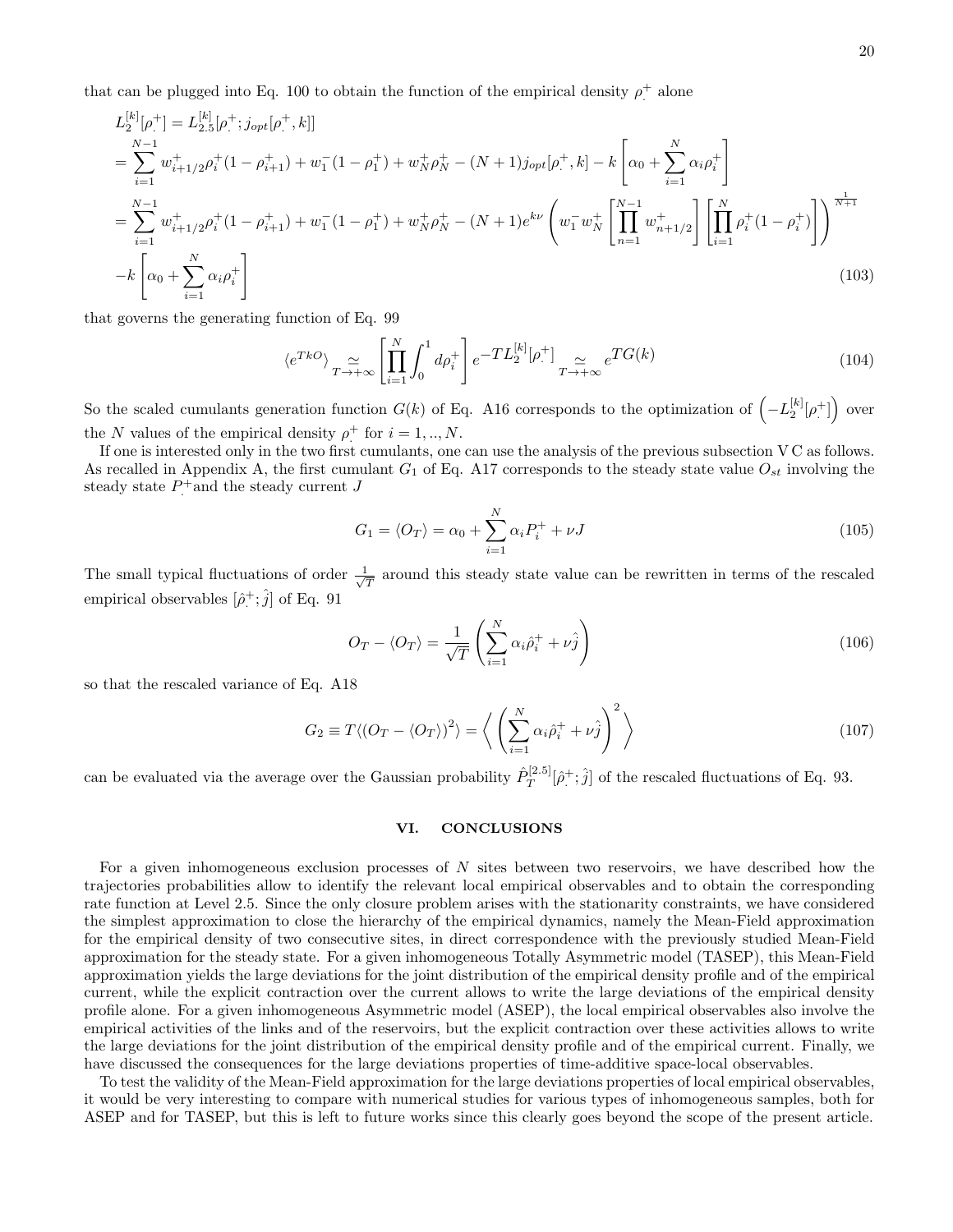that can be plugged into Eq. 100 to obtain the function of the empirical density $\rho_.^+$ alone

$$
\begin{aligned}
L_2^{[k]}[\rho_.^+] &= L_{2.5}^{[k]}[\rho_.^+; j_{opt}[\rho_.^+, k]] \\
&= \sum_{i=1}^{N-1} w_{i+1/2}^+ \rho_i^+ (1-\rho_{i+1}^+) + w_1^- (1-\rho_1^+) + w_N^+ \rho_N^+ - (N+1) j_{opt}[\rho_.^+, k] - k \left[ \alpha_0 + \sum_{i=1}^N \alpha_i \rho_i^+ \right] \\
&= \sum_{i=1}^{N-1} w_{i+1/2}^+ \rho_i^+ (1-\rho_{i+1}^+) + w_1^- (1-\rho_1^+) + w_N^+ \rho_N^+ - (N+1) e^{k\nu} \left( w_1^- w_N^+ \left[ \prod_{n=1}^{N-1} w_{n+1/2}^+ \right] \left[ \prod_{i=1}^{N} \rho_i^+ (1-\rho_i^+) \right] \right)^{\frac{1}{N+1}} \\
&- k \left[ \alpha_0 + \sum_{i=1}^N \alpha_i \rho_i^+ \right]
\end{aligned}
\tag{103}
$$

that governs the generating function of Eq. 99

$$
\langle e^{TkO} \rangle \underset{T \to +\infty}{\simeq} \left[ \prod_{i=1}^N \int_0^1 d\rho_i^+ \right] e^{-T L_2^{[k]}[\rho_.^+]} \underset{T \to +\infty}{\simeq} e^{T G(k)}
\tag{104}
$$

So the scaled cumulants generation function $G(k)$ of Eq. A16 corresponds to the optimization of $\left( -L_2^{[k]}[\rho_.^+] \right)$ over the $N$ values of the empirical density $\rho_.^+$ for $i = 1, .., N$.

If one is interested only in the two first cumulants, one can use the analysis of the previous subsection V C as follows. As recalled in Appendix A, the first cumulant $G_1$ of Eq. A17 corresponds to the steady state value $O_{st}$ involving the steady state $P_.^+$ and the steady current $J$

$$
G_1 = \langle O_T \rangle = \alpha_0 + \sum_{i=1}^N \alpha_i P_i^+ + \nu J
\tag{105}
$$

The small typical fluctuations of order $\frac{1}{\sqrt{T}}$ around this steady state value can be rewritten in terms of the rescaled empirical observables $[\hat{\rho}_.^+; \hat{j}]$ of Eq. 91

$$
O_T - \langle O_T \rangle = \frac{1}{\sqrt{T}} \left( \sum_{i=1}^N \alpha_i \hat{\rho}_i^+ + \nu \hat{j} \right)
\tag{106}
$$

so that the rescaled variance of Eq. A18

$$
G_2 \equiv T \langle (O_T - \langle O_T \rangle)^2 \rangle = \left\langle \left( \sum_{i=1}^N \alpha_i \hat{\rho}_i^+ + \nu \hat{j} \right)^2 \right\rangle
\tag{107}
$$

can be evaluated via the average over the Gaussian probability $\hat{P}_T^{[2.5]}[\hat{\rho}_.^+; \hat{j}]$ of the rescaled fluctuations of Eq. 93.

## VI. CONCLUSIONS

For a given inhomogeneous exclusion processes of $N$ sites between two reservoirs, we have described how the trajectories probabilities allow to identify the relevant local empirical observables and to obtain the corresponding rate function at Level 2.5. Since the only closure problem arises with the stationarity constraints, we have considered the simplest approximation to close the hierarchy of the empirical dynamics, namely the Mean-Field approximation for the empirical density of two consecutive sites, in direct correspondence with the previously studied Mean-Field approximation for the steady state. For a given inhomogeneous Totally Asymmetric model (TASEP), this Mean-Field approximation yields the large deviations for the joint distribution of the empirical density profile and of the empirical current, while the explicit contraction over the current allows to write the large deviations of the empirical density profile alone. For a given inhomogeneous Asymmetric model (ASEP), the local empirical observables also involve the empirical activities of the links and of the reservoirs, but the explicit contraction over these activities allows to write the large deviations for the joint distribution of the empirical density profile and of the empirical current. Finally, we have discussed the consequences for the large deviations properties of time-additive space-local observables.

To test the validity of the Mean-Field approximation for the large deviations properties of local empirical observables, it would be very interesting to compare with numerical studies for various types of inhomogeneous samples, both for ASEP and for TASEP, but this is left to future works since this clearly goes beyond the scope of the present article.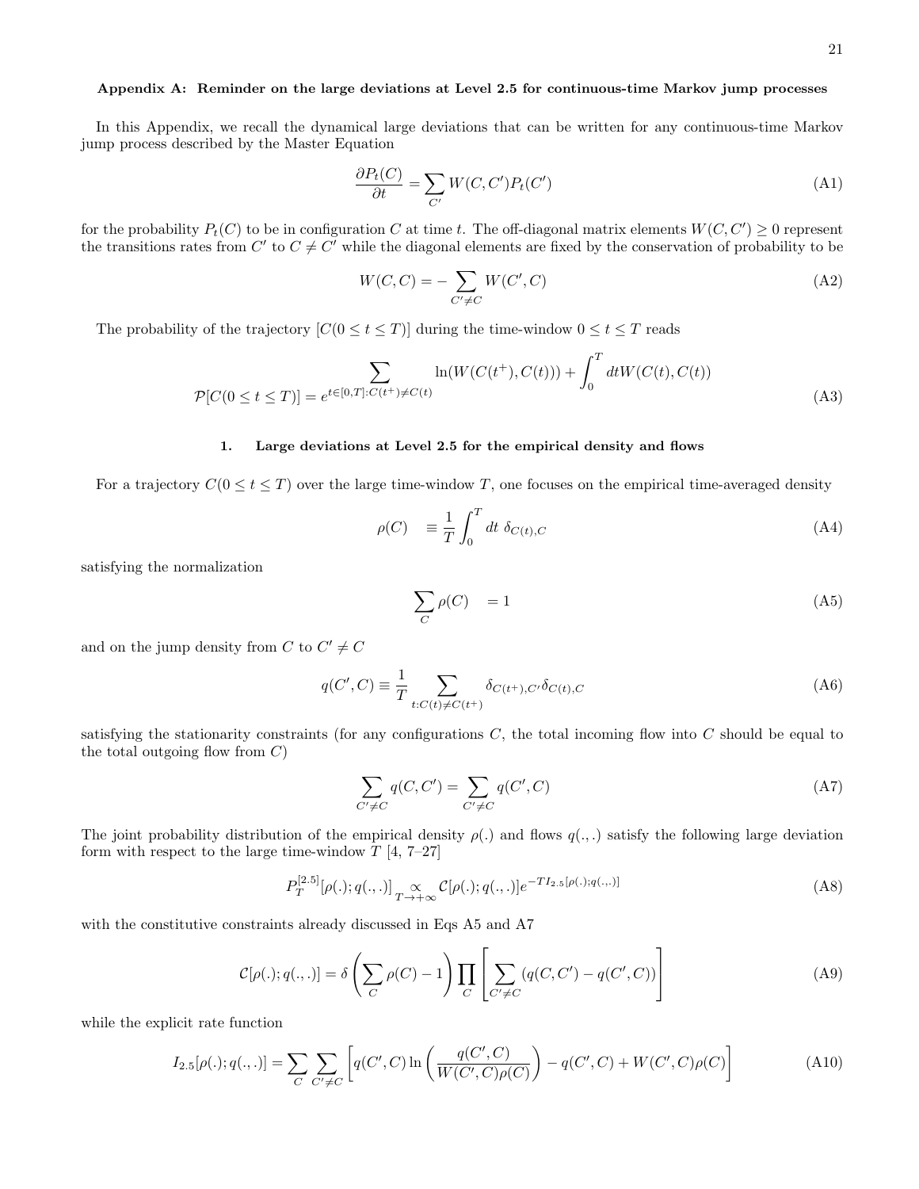## Appendix A: Reminder on the large deviations at Level 2.5 for continuous-time Markov jump processes

In this Appendix, we recall the dynamical large deviations that can be written for any continuous-time Markov jump process described by the Master Equation

$$\frac{\partial P_t(C)}{\partial t} = \sum_{C'} W(C,C')P_t(C') \tag{A1}$$

for the probability $P_t(C)$ to be in configuration $C$ at time $t$. The off-diagonal matrix elements $W(C,C') \geq 0$ represent the transitions rates from $C'$ to $C \neq C'$ while the diagonal elements are fixed by the conservation of probability to be

$$W(C,C) = -\sum_{C' \neq C} W(C',C) \tag{A2}$$

The probability of the trajectory $[C(0 \leq t \leq T)]$ during the time-window $0 \leq t \leq T$ reads

$$\mathcal{P}[C(0 \leq t \leq T)] = e^{\displaystyle \sum_{t \in [0,T]: C(t^+) \neq C(t)} \ln(W(C(t^+),C(t))) + \int_0^T dt W(C(t),C(t))} \tag{A3}$$

### 1. Large deviations at Level 2.5 for the empirical density and flows

For a trajectory $C(0 \leq t \leq T)$ over the large time-window $T$, one focuses on the empirical time-averaged density

$$\rho(C) \quad \equiv \frac{1}{T}\int_0^T dt \ \delta_{C(t),C} \tag{A4}$$

satisfying the normalization

$$\sum_C \rho(C) \quad = 1 \tag{A5}$$

and on the jump density from $C$ to $C' \neq C$

$$q(C',C) \equiv \frac{1}{T} \sum_{t: C(t) \neq C(t^+)} \delta_{C(t^+),C'} \delta_{C(t),C} \tag{A6}$$

satisfying the stationarity constraints (for any configurations $C$, the total incoming flow into $C$ should be equal to the total outgoing flow from $C$)

$$\sum_{C' \neq C} q(C,C') = \sum_{C' \neq C} q(C',C) \tag{A7}$$

The joint probability distribution of the empirical density $\rho(.)$ and flows $q(.,.)$ satisfy the following large deviation form with respect to the large time-window $T$ [4, 7–27]

$$P_T^{[2.5]}[\rho(.);q(.,.)] \underset{T \to +\infty}{\propto} \mathcal{C}[\rho(.);q(.,.)] e^{-T I_{2.5}[\rho(.);q(.,.)]} \tag{A8}$$

with the constitutive constraints already discussed in Eqs A5 and A7

$$\mathcal{C}[\rho(.);q(.,.)] = \delta\left(\sum_C \rho(C) - 1\right) \prod_C \left[\sum_{C' \neq C} (q(C,C') - q(C',C))\right] \tag{A9}$$

while the explicit rate function

$$I_{2.5}[\rho(.);q(.,.)] = \sum_C \sum_{C' \neq C} \left[ q(C',C) \ln\left(\frac{q(C',C)}{W(C',C)\rho(C)}\right) - q(C',C) + W(C',C)\rho(C)\right] \tag{A10}$$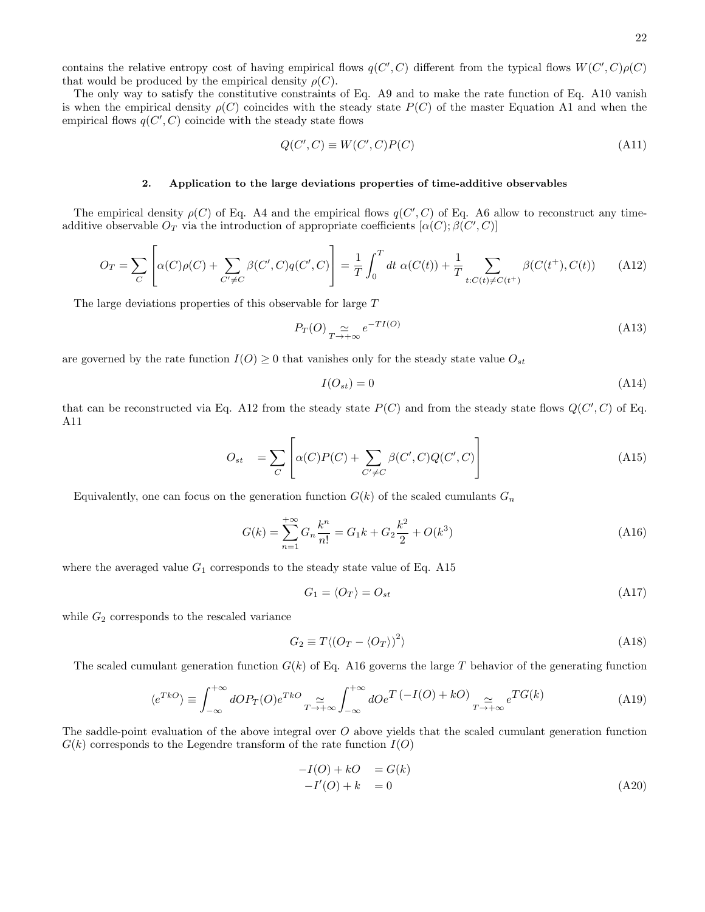contains the relative entropy cost of having empirical flows $q(C', C)$ different from the typical flows $W(C', C)\rho(C)$ that would be produced by the empirical density $\rho(C)$.

The only way to satisfy the constitutive constraints of Eq. A9 and to make the rate function of Eq. A10 vanish is when the empirical density $\rho(C)$ coincides with the steady state $P(C)$ of the master Equation A1 and when the empirical flows $q(C', C)$ coincide with the steady state flows

$$Q(C', C) \equiv W(C', C)P(C) \tag{A11}$$

### 2. Application to the large deviations properties of time-additive observables

The empirical density $\rho(C)$ of Eq. A4 and the empirical flows $q(C', C)$ of Eq. A6 allow to reconstruct any time-additive observable $O_T$ via the introduction of appropriate coefficients $[\alpha(C); \beta(C', C)]$

$$O_T = \sum_C \left[ \alpha(C)\rho(C) + \sum_{C' \neq C} \beta(C', C)q(C', C) \right] = \frac{1}{T} \int_0^T dt \ \alpha(C(t)) + \frac{1}{T} \sum_{t: C(t) \neq C(t^+)} \beta(C(t^+), C(t)) \tag{A12}$$

The large deviations properties of this observable for large $T$

$$P_T(O) \underset{T \to +\infty}{\simeq} e^{-TI(O)} \tag{A13}$$

are governed by the rate function $I(O) \geq 0$ that vanishes only for the steady state value $O_{st}$

$$I(O_{st}) = 0 \tag{A14}$$

that can be reconstructed via Eq. A12 from the steady state $P(C)$ and from the steady state flows $Q(C', C)$ of Eq. A11

$$O_{st} = \sum_C \left[ \alpha(C)P(C) + \sum_{C' \neq C} \beta(C', C)Q(C', C) \right] \tag{A15}$$

Equivalently, one can focus on the generation function $G(k)$ of the scaled cumulants $G_n$

$$G(k) = \sum_{n=1}^{+\infty} G_n \frac{k^n}{n!} = G_1 k + G_2 \frac{k^2}{2} + O(k^3) \tag{A16}$$

where the averaged value $G_1$ corresponds to the steady state value of Eq. A15

$$G_1 = \langle O_T \rangle = O_{st} \tag{A17}$$

while $G_2$ corresponds to the rescaled variance

$$G_2 \equiv T \langle (O_T - \langle O_T \rangle)^2 \rangle \tag{A18}$$

The scaled cumulant generation function $G(k)$ of Eq. A16 governs the large $T$ behavior of the generating function

$$\langle e^{TkO} \rangle \equiv \int_{-\infty}^{+\infty} dO P_T(O) e^{TkO} \underset{T \to +\infty}{\simeq} \int_{-\infty}^{+\infty} dO e^{T\left(-I(O) + kO\right)} \underset{T \to +\infty}{\simeq} e^{TG(k)} \tag{A19}$$

The saddle-point evaluation of the above integral over $O$ above yields that the scaled cumulant generation function $G(k)$ corresponds to the Legendre transform of the rate function $I(O)$

$$\begin{aligned} -I(O) + kO &= G(k) \\ -I'(O) + k &= 0 \end{aligned} \tag{A20}$$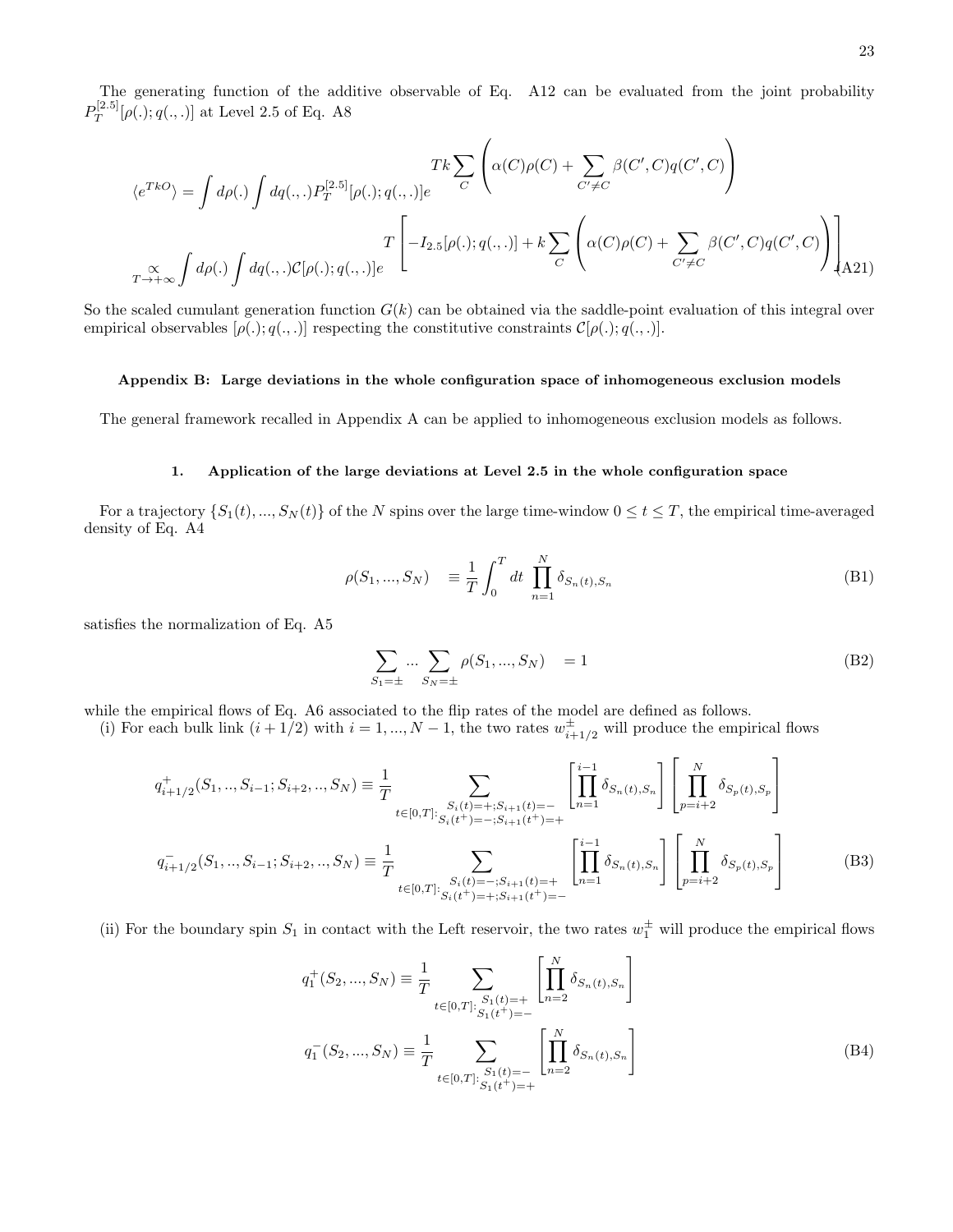The generating function of the additive observable of Eq. A12 can be evaluated from the joint probability $P_T^{[2.5]}[\rho(.); q(.,.)]$ at Level 2.5 of Eq. A8

$$
\begin{aligned}
\langle e^{TkO} \rangle &= \int d\rho(.) \int dq(.,.) P_T^{[2.5]}[\rho(.); q(.,.)] e^{Tk \sum_C \left( \alpha(C)\rho(C) + \sum_{C' \neq C} \beta(C', C) q(C', C) \right)} \\
&\underset{T \to +\infty}{\propto} \int d\rho(.) \int dq(.,.) \mathcal{C}[\rho(.); q(.,.)] e^{T \left[ -I_{2.5}[\rho(.); q(.,.)] + k \sum_C \left( \alpha(C)\rho(C) + \sum_{C' \neq C} \beta(C', C) q(C', C) \right) \right]}
\end{aligned}
\tag{A21}
$$

So the scaled cumulant generation function $G(k)$ can be obtained via the saddle-point evaluation of this integral over empirical observables $[\rho(.); q(.,.)]$ respecting the constitutive constraints $\mathcal{C}[\rho(.); q(.,.)]$.

## Appendix B: Large deviations in the whole configuration space of inhomogeneous exclusion models

The general framework recalled in Appendix A can be applied to inhomogeneous exclusion models as follows.

### 1. Application of the large deviations at Level 2.5 in the whole configuration space

For a trajectory $\{S_1(t), ..., S_N(t)\}$ of the $N$ spins over the large time-window $0 \leq t \leq T$, the empirical time-averaged density of Eq. A4

$$
\rho(S_1, ..., S_N) \equiv \frac{1}{T} \int_0^T dt \prod_{n=1}^{N} \delta_{S_n(t), S_n}
\tag{B1}
$$

satisfies the normalization of Eq. A5

$$
\sum_{S_1 = \pm} ... \sum_{S_N = \pm} \rho(S_1, ..., S_N) = 1
\tag{B2}
$$

while the empirical flows of Eq. A6 associated to the flip rates of the model are defined as follows.

(i) For each bulk link $(i + 1/2)$ with $i = 1, ..., N-1$, the two rates $w_{i+1/2}^{\pm}$ will produce the empirical flows

$$
\begin{aligned}
q_{i+1/2}^{+}(S_1, .., S_{i-1}; S_{i+2}, .., S_N) &\equiv \frac{1}{T} \sum_{t \in [0,T]: \substack{S_i(t) = +; S_{i+1}(t) = - \\ S_i(t^+) = -; S_{i+1}(t^+) = +}} \left[ \prod_{n=1}^{i-1} \delta_{S_n(t), S_n} \right] \left[ \prod_{p=i+2}^{N} \delta_{S_p(t), S_p} \right] \\
q_{i+1/2}^{-}(S_1, .., S_{i-1}; S_{i+2}, .., S_N) &\equiv \frac{1}{T} \sum_{t \in [0,T]: \substack{S_i(t) = -; S_{i+1}(t) = + \\ S_i(t^+) = +; S_{i+1}(t^+) = -}} \left[ \prod_{n=1}^{i-1} \delta_{S_n(t), S_n} \right] \left[ \prod_{p=i+2}^{N} \delta_{S_p(t), S_p} \right]
\end{aligned}
\tag{B3}
$$

(ii) For the boundary spin $S_1$ in contact with the Left reservoir, the two rates $w_1^{\pm}$ will produce the empirical flows

$$
\begin{aligned}
q_1^{+}(S_2, ..., S_N) &\equiv \frac{1}{T} \sum_{t \in [0,T]: \substack{S_1(t) = + \\ S_1(t^+) = -}} \left[ \prod_{n=2}^{N} \delta_{S_n(t), S_n} \right] \\
q_1^{-}(S_2, ..., S_N) &\equiv \frac{1}{T} \sum_{t \in [0,T]: \substack{S_1(t) = - \\ S_1(t^+) = +}} \left[ \prod_{n=2}^{N} \delta_{S_n(t), S_n} \right]
\end{aligned}
\tag{B4}
$$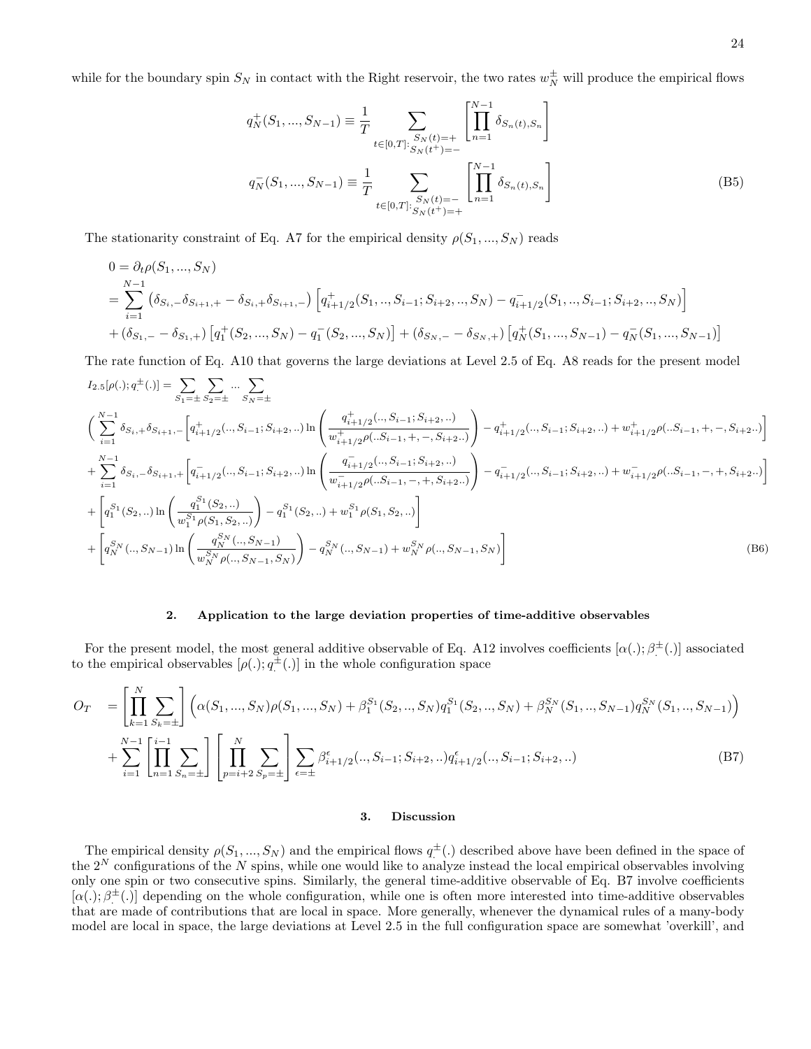while for the boundary spin $S_N$ in contact with the Right reservoir, the two rates $w_N^{\pm}$ will produce the empirical flows

$$
\begin{aligned}
q_N^{+}(S_1,...,S_{N-1}) &\equiv \frac{1}{T} \sum_{t\in[0,T]: \substack{S_N(t)=+ \\ S_N(t^+)=-}} \left[ \prod_{n=1}^{N-1} \delta_{S_n(t),S_n} \right] \\
q_N^{-}(S_1,...,S_{N-1}) &\equiv \frac{1}{T} \sum_{t\in[0,T]: \substack{S_N(t)=- \\ S_N(t^+)=+}} \left[ \prod_{n=1}^{N-1} \delta_{S_n(t),S_n} \right]
\end{aligned}
\tag{B5}
$$

The stationarity constraint of Eq. A7 for the empirical density $\rho(S_1,...,S_N)$ reads

$$
\begin{aligned}
0 &= \partial_t \rho(S_1,...,S_N) \\
&= \sum_{i=1}^{N-1} \left( \delta_{S_i,-}\delta_{S_{i+1},+} - \delta_{S_i,+}\delta_{S_{i+1},-} \right) \left[ q^{+}_{i+1/2}(S_1,..,S_{i-1};S_{i+2},..,S_N) - q^{-}_{i+1/2}(S_1,..,S_{i-1};S_{i+2},..,S_N) \right] \\
&+ (\delta_{S_1,-} - \delta_{S_1,+}) \left[ q_1^{+}(S_2,...,S_N) - q_1^{-}(S_2,...,S_N) \right] + (\delta_{S_N,-} - \delta_{S_N,+}) \left[ q_N^{+}(S_1,...,S_{N-1}) - q_N^{-}(S_1,...,S_{N-1}) \right]
\end{aligned}
$$

The rate function of Eq. A10 that governs the large deviations at Level 2.5 of Eq. A8 reads for the present model

$$
\begin{aligned}
I_{2.5}[\rho(.);q^{\pm}_{.}(.)] &= \sum_{S_1=\pm} \sum_{S_2=\pm} ... \sum_{S_N=\pm} \\
\Bigg( & \sum_{i=1}^{N-1} \delta_{S_i,+}\delta_{S_{i+1},-} \left[ q^{+}_{i+1/2}(..,S_{i-1};S_{i+2},..) \ln \left( \frac{q^{+}_{i+1/2}(..,S_{i-1};S_{i+2},..)}{w^{+}_{i+1/2}\rho(..S_{i-1},+,-,S_{i+2}..)} \right) - q^{+}_{i+1/2}(..,S_{i-1};S_{i+2},..) + w^{+}_{i+1/2}\rho(..S_{i-1},+,-,S_{i+2}..) \right] \\
+ & \sum_{i=1}^{N-1} \delta_{S_i,-}\delta_{S_{i+1},+} \left[ q^{-}_{i+1/2}(..,S_{i-1};S_{i+2},..) \ln \left( \frac{q^{-}_{i+1/2}(..,S_{i-1};S_{i+2},..)}{w^{-}_{i+1/2}\rho(..S_{i-1},-,+,S_{i+2}..)} \right) - q^{-}_{i+1/2}(..,S_{i-1};S_{i+2},..) + w^{-}_{i+1/2}\rho(..S_{i-1},-,+,S_{i+2}..) \right] \\
+ & \left[ q_1^{S_1}(S_2,..) \ln \left( \frac{q_1^{S_1}(S_2,..)}{w_1^{S_1}\rho(S_1,S_2,..)} \right) - q_1^{S_1}(S_2,..) + w_1^{S_1}\rho(S_1,S_2,..) \right] \\
+ & \left[ q_N^{S_N}(..,S_{N-1}) \ln \left( \frac{q_N^{S_N}(..,S_{N-1})}{w_N^{S_N}\rho(..,S_{N-1},S_N)} \right) - q_N^{S_N}(..,S_{N-1}) + w_N^{S_N}\rho(..,S_{N-1},S_N) \right]
\end{aligned}
\tag{B6}
$$

### 2. Application to the large deviation properties of time-additive observables

For the present model, the most general additive observable of Eq. A12 involves coefficients $[\alpha(.);\beta^{\pm}_{.}(.)]$ associated to the empirical observables $[\rho(.);q^{\pm}_{.}(.)]$ in the whole configuration space

$$
\begin{aligned}
O_T &= \left[ \prod_{k=1}^{N} \sum_{S_k=\pm} \right] \Big( \alpha(S_1,...,S_N)\rho(S_1,...,S_N) + \beta_1^{S_1}(S_2,..,S_N) q_1^{S_1}(S_2,..,S_N) + \beta_N^{S_N}(S_1,..,S_{N-1}) q_N^{S_N}(S_1,..,S_{N-1}) \Big) \\
&+ \sum_{i=1}^{N-1} \left[ \prod_{n=1}^{i-1} \sum_{S_n=\pm} \right] \left[ \prod_{p=i+2}^{N} \sum_{S_p=\pm} \right] \sum_{\epsilon=\pm} \beta^{\epsilon}_{i+1/2}(..,S_{i-1};S_{i+2},..) q^{\epsilon}_{i+1/2}(..,S_{i-1};S_{i+2},..)
\end{aligned}
\tag{B7}
$$

### 3. Discussion

The empirical density $\rho(S_1,...,S_N)$ and the empirical flows $q^{\pm}_{.}(.)$ described above have been defined in the space of the $2^N$ configurations of the $N$ spins, while one would like to analyze instead the local empirical observables involving only one spin or two consecutive spins. Similarly, the general time-additive observable of Eq. B7 involve coefficients $[\alpha(.);\beta^{\pm}_{.}(.)]$ depending on the whole configuration, while one is often more interested into time-additive observables that are made of contributions that are local in space. More generally, whenever the dynamical rules of a many-body model are local in space, the large deviations at Level 2.5 in the full configuration space are somewhat 'overkill', and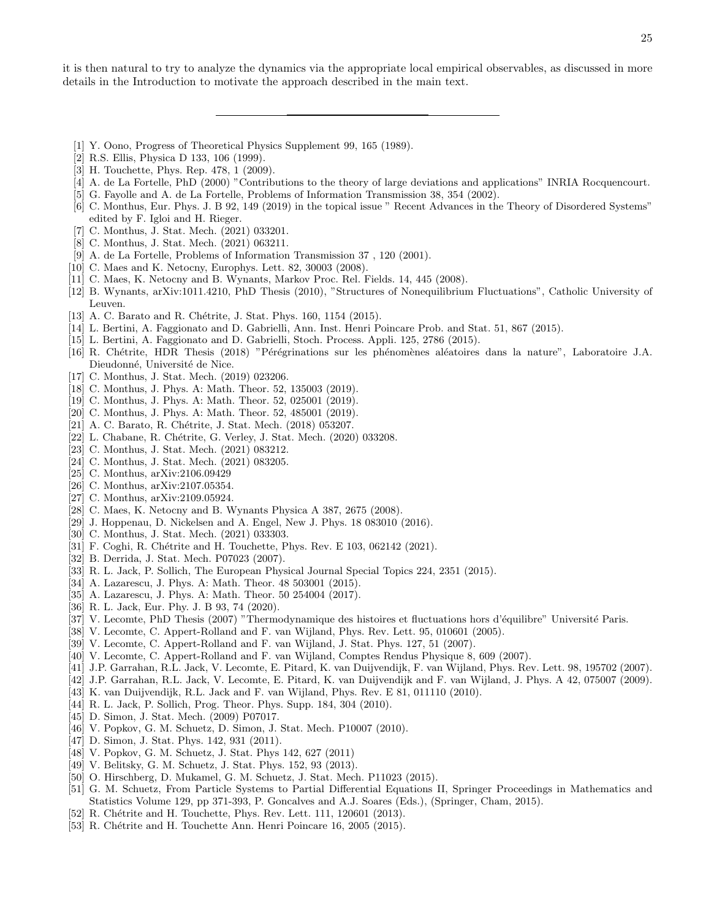it is then natural to try to analyze the dynamics via the appropriate local empirical observables, as discussed in more details in the Introduction to motivate the approach described in the main text.

---

[1] Y. Oono, Progress of Theoretical Physics Supplement 99, 165 (1989).
[2] R.S. Ellis, Physica D 133, 106 (1999).
[3] H. Touchette, Phys. Rep. 478, 1 (2009).
[4] A. de La Fortelle, PhD (2000) "Contributions to the theory of large deviations and applications" INRIA Rocquencourt.
[5] G. Fayolle and A. de La Fortelle, Problems of Information Transmission 38, 354 (2002).
[6] C. Monthus, Eur. Phys. J. B 92, 149 (2019) in the topical issue " Recent Advances in the Theory of Disordered Systems" edited by F. Igloi and H. Rieger.
[7] C. Monthus, J. Stat. Mech. (2021) 033201.
[8] C. Monthus, J. Stat. Mech. (2021) 063211.
[9] A. de La Fortelle, Problems of Information Transmission 37 , 120 (2001).
[10] C. Maes and K. Netocny, Europhys. Lett. 82, 30003 (2008).
[11] C. Maes, K. Netocny and B. Wynants, Markov Proc. Rel. Fields. 14, 445 (2008).
[12] B. Wynants, arXiv:1011.4210, PhD Thesis (2010), "Structures of Nonequilibrium Fluctuations", Catholic University of Leuven.
[13] A. C. Barato and R. Chétrite, J. Stat. Phys. 160, 1154 (2015).
[14] L. Bertini, A. Faggionato and D. Gabrielli, Ann. Inst. Henri Poincare Prob. and Stat. 51, 867 (2015).
[15] L. Bertini, A. Faggionato and D. Gabrielli, Stoch. Process. Appli. 125, 2786 (2015).
[16] R. Chétrite, HDR Thesis (2018) "Pérégrinations sur les phénomènes aléatoires dans la nature", Laboratoire J.A. Dieudonné, Université de Nice.
[17] C. Monthus, J. Stat. Mech. (2019) 023206.
[18] C. Monthus, J. Phys. A: Math. Theor. 52, 135003 (2019).
[19] C. Monthus, J. Phys. A: Math. Theor. 52, 025001 (2019).
[20] C. Monthus, J. Phys. A: Math. Theor. 52, 485001 (2019).
[21] A. C. Barato, R. Chétrite, J. Stat. Mech. (2018) 053207.
[22] L. Chabane, R. Chétrite, G. Verley, J. Stat. Mech. (2020) 033208.
[23] C. Monthus, J. Stat. Mech. (2021) 083212.
[24] C. Monthus, J. Stat. Mech. (2021) 083205.
[25] C. Monthus, arXiv:2106.09429
[26] C. Monthus, arXiv:2107.05354.
[27] C. Monthus, arXiv:2109.05924.
[28] C. Maes, K. Netocny and B. Wynants Physica A 387, 2675 (2008).
[29] J. Hoppenau, D. Nickelsen and A. Engel, New J. Phys. 18 083010 (2016).
[30] C. Monthus, J. Stat. Mech. (2021) 033303.
[31] F. Coghi, R. Chétrite and H. Touchette, Phys. Rev. E 103, 062142 (2021).
[32] B. Derrida, J. Stat. Mech. P07023 (2007).
[33] R. L. Jack, P. Sollich, The European Physical Journal Special Topics 224, 2351 (2015).
[34] A. Lazarescu, J. Phys. A: Math. Theor. 48 503001 (2015).
[35] A. Lazarescu, J. Phys. A: Math. Theor. 50 254004 (2017).
[36] R. L. Jack, Eur. Phy. J. B 93, 74 (2020).
[37] V. Lecomte, PhD Thesis (2007) "Thermodynamique des histoires et fluctuations hors d'équilibre" Université Paris.
[38] V. Lecomte, C. Appert-Rolland and F. van Wijland, Phys. Rev. Lett. 95, 010601 (2005).
[39] V. Lecomte, C. Appert-Rolland and F. van Wijland, J. Stat. Phys. 127, 51 (2007).
[40] V. Lecomte, C. Appert-Rolland and F. van Wijland, Comptes Rendus Physique 8, 609 (2007).
[41] J.P. Garrahan, R.L. Jack, V. Lecomte, E. Pitard, K. van Duijvendijk, F. van Wijland, Phys. Rev. Lett. 98, 195702 (2007).
[42] J.P. Garrahan, R.L. Jack, V. Lecomte, E. Pitard, K. van Duijvendijk and F. van Wijland, J. Phys. A 42, 075007 (2009).
[43] K. van Duijvendijk, R.L. Jack and F. van Wijland, Phys. Rev. E 81, 011110 (2010).
[44] R. L. Jack, P. Sollich, Prog. Theor. Phys. Supp. 184, 304 (2010).
[45] D. Simon, J. Stat. Mech. (2009) P07017.
[46] V. Popkov, G. M. Schuetz, D. Simon, J. Stat. Mech. P10007 (2010).
[47] D. Simon, J. Stat. Phys. 142, 931 (2011).
[48] V. Popkov, G. M. Schuetz, J. Stat Phys 142, 627 (2011)
[49] V. Belitsky, G. M. Schuetz, J. Stat. Phys. 152, 93 (2013).
[50] O. Hirschberg, D. Mukamel, G. M. Schuetz, J. Stat. Mech. P11023 (2015).
[51] G. M. Schuetz, From Particle Systems to Partial Differential Equations II, Springer Proceedings in Mathematics and Statistics Volume 129, pp 371-393, P. Goncalves and A.J. Soares (Eds.), (Springer, Cham, 2015).
[52] R. Chétrite and H. Touchette, Phys. Rev. Lett. 111, 120601 (2013).
[53] R. Chétrite and H. Touchette Ann. Henri Poincare 16, 2005 (2015).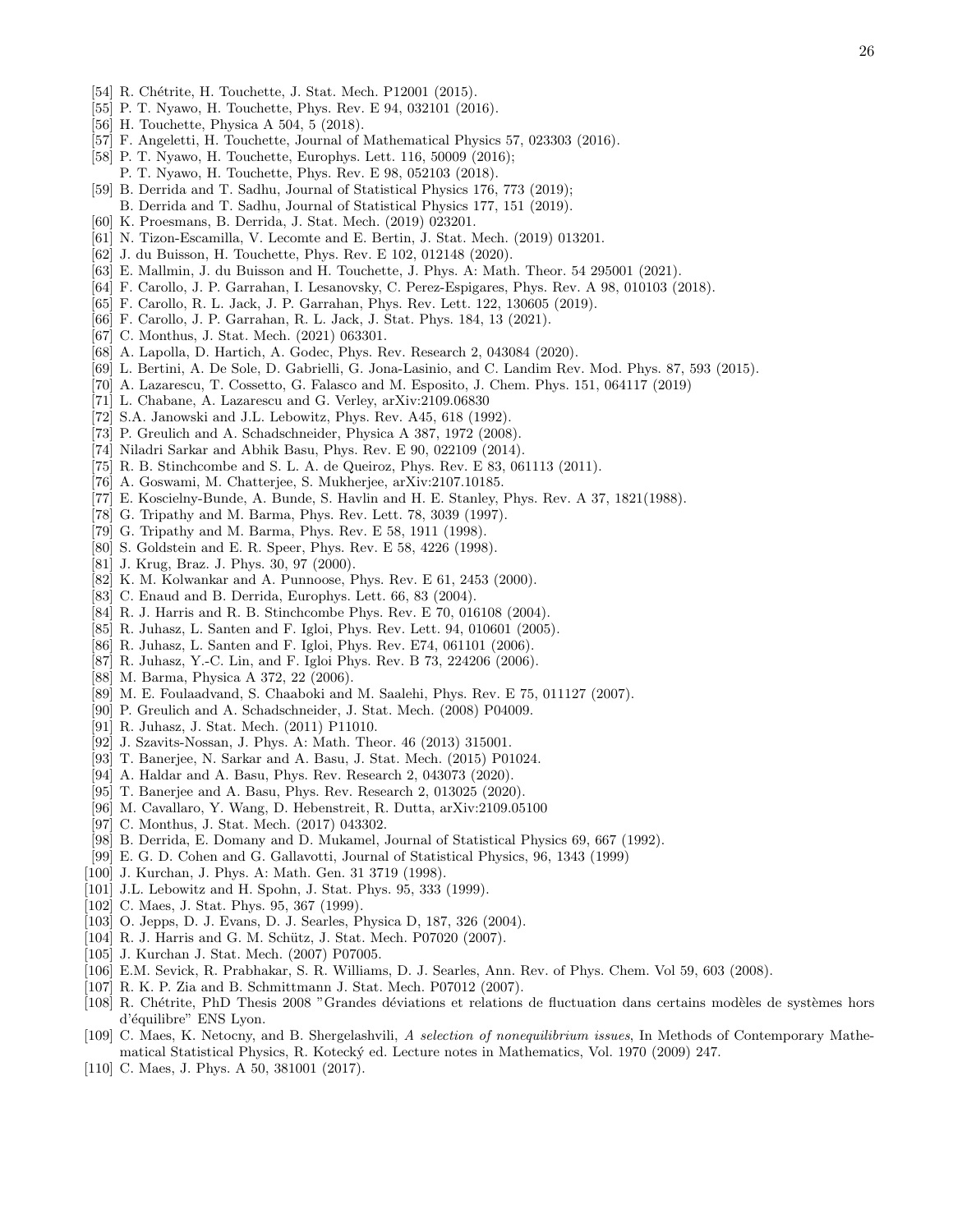[54] R. Chétrite, H. Touchette, J. Stat. Mech. P12001 (2015).
[55] P. T. Nyawo, H. Touchette, Phys. Rev. E 94, 032101 (2016).
[56] H. Touchette, Physica A 504, 5 (2018).
[57] F. Angeletti, H. Touchette, Journal of Mathematical Physics 57, 023303 (2016).
[58] P. T. Nyawo, H. Touchette, Europhys. Lett. 116, 50009 (2016);
P. T. Nyawo, H. Touchette, Phys. Rev. E 98, 052103 (2018).
[59] B. Derrida and T. Sadhu, Journal of Statistical Physics 176, 773 (2019);
B. Derrida and T. Sadhu, Journal of Statistical Physics 177, 151 (2019).
[60] K. Proesmans, B. Derrida, J. Stat. Mech. (2019) 023201.
[61] N. Tizon-Escamilla, V. Lecomte and E. Bertin, J. Stat. Mech. (2019) 013201.
[62] J. du Buisson, H. Touchette, Phys. Rev. E 102, 012148 (2020).
[63] E. Mallmin, J. du Buisson and H. Touchette, J. Phys. A: Math. Theor. 54 295001 (2021).
[64] F. Carollo, J. P. Garrahan, I. Lesanovsky, C. Perez-Espigares, Phys. Rev. A 98, 010103 (2018).
[65] F. Carollo, R. L. Jack, J. P. Garrahan, Phys. Rev. Lett. 122, 130605 (2019).
[66] F. Carollo, J. P. Garrahan, R. L. Jack, J. Stat. Phys. 184, 13 (2021).
[67] C. Monthus, J. Stat. Mech. (2021) 063301.
[68] A. Lapolla, D. Hartich, A. Godec, Phys. Rev. Research 2, 043084 (2020).
[69] L. Bertini, A. De Sole, D. Gabrielli, G. Jona-Lasinio, and C. Landim Rev. Mod. Phys. 87, 593 (2015).
[70] A. Lazarescu, T. Cossetto, G. Falasco and M. Esposito, J. Chem. Phys. 151, 064117 (2019)
[71] L. Chabane, A. Lazarescu and G. Verley, arXiv:2109.06830
[72] S.A. Janowski and J.L. Lebowitz, Phys. Rev. A45, 618 (1992).
[73] P. Greulich and A. Schadschneider, Physica A 387, 1972 (2008).
[74] Niladri Sarkar and Abhik Basu, Phys. Rev. E 90, 022109 (2014).
[75] R. B. Stinchcombe and S. L. A. de Queiroz, Phys. Rev. E 83, 061113 (2011).
[76] A. Goswami, M. Chatterjee, S. Mukherjee, arXiv:2107.10185.
[77] E. Koscielny-Bunde, A. Bunde, S. Havlin and H. E. Stanley, Phys. Rev. A 37, 1821(1988).
[78] G. Tripathy and M. Barma, Phys. Rev. Lett. 78, 3039 (1997).
[79] G. Tripathy and M. Barma, Phys. Rev. E 58, 1911 (1998).
[80] S. Goldstein and E. R. Speer, Phys. Rev. E 58, 4226 (1998).
[81] J. Krug, Braz. J. Phys. 30, 97 (2000).
[82] K. M. Kolwankar and A. Punnoose, Phys. Rev. E 61, 2453 (2000).
[83] C. Enaud and B. Derrida, Europhys. Lett. 66, 83 (2004).
[84] R. J. Harris and R. B. Stinchcombe Phys. Rev. E 70, 016108 (2004).
[85] R. Juhasz, L. Santen and F. Igloi, Phys. Rev. Lett. 94, 010601 (2005).
[86] R. Juhasz, L. Santen and F. Igloi, Phys. Rev. E74, 061101 (2006).
[87] R. Juhasz, Y.-C. Lin, and F. Igloi Phys. Rev. B 73, 224206 (2006).
[88] M. Barma, Physica A 372, 22 (2006).
[89] M. E. Foulaadvand, S. Chaaboki and M. Saalehi, Phys. Rev. E 75, 011127 (2007).
[90] P. Greulich and A. Schadschneider, J. Stat. Mech. (2008) P04009.
[91] R. Juhasz, J. Stat. Mech. (2011) P11010.
[92] J. Szavits-Nossan, J. Phys. A: Math. Theor. 46 (2013) 315001.
[93] T. Banerjee, N. Sarkar and A. Basu, J. Stat. Mech. (2015) P01024.
[94] A. Haldar and A. Basu, Phys. Rev. Research 2, 043073 (2020).
[95] T. Banerjee and A. Basu, Phys. Rev. Research 2, 013025 (2020).
[96] M. Cavallaro, Y. Wang, D. Hebenstreit, R. Dutta, arXiv:2109.05100
[97] C. Monthus, J. Stat. Mech. (2017) 043302.
[98] B. Derrida, E. Domany and D. Mukamel, Journal of Statistical Physics 69, 667 (1992).
[99] E. G. D. Cohen and G. Gallavotti, Journal of Statistical Physics, 96, 1343 (1999)
[100] J. Kurchan, J. Phys. A: Math. Gen. 31 3719 (1998).
[101] J.L. Lebowitz and H. Spohn, J. Stat. Phys. 95, 333 (1999).
[102] C. Maes, J. Stat. Phys. 95, 367 (1999).
[103] O. Jepps, D. J. Evans, D. J. Searles, Physica D, 187, 326 (2004).
[104] R. J. Harris and G. M. Schütz, J. Stat. Mech. P07020 (2007).
[105] J. Kurchan J. Stat. Mech. (2007) P07005.
[106] E.M. Sevick, R. Prabhakar, S. R. Williams, D. J. Searles, Ann. Rev. of Phys. Chem. Vol 59, 603 (2008).
[107] R. K. P. Zia and B. Schmittmann J. Stat. Mech. P07012 (2007).
[108] R. Chétrite, PhD Thesis 2008 "Grandes déviations et relations de fluctuation dans certains modèles de systèmes hors d'équilibre" ENS Lyon.
[109] C. Maes, K. Netocny, and B. Shergelashvili, *A selection of nonequilibrium issues*, In Methods of Contemporary Mathematical Statistical Physics, R. Kotecký ed. Lecture notes in Mathematics, Vol. 1970 (2009) 247.
[110] C. Maes, J. Phys. A 50, 381001 (2017).